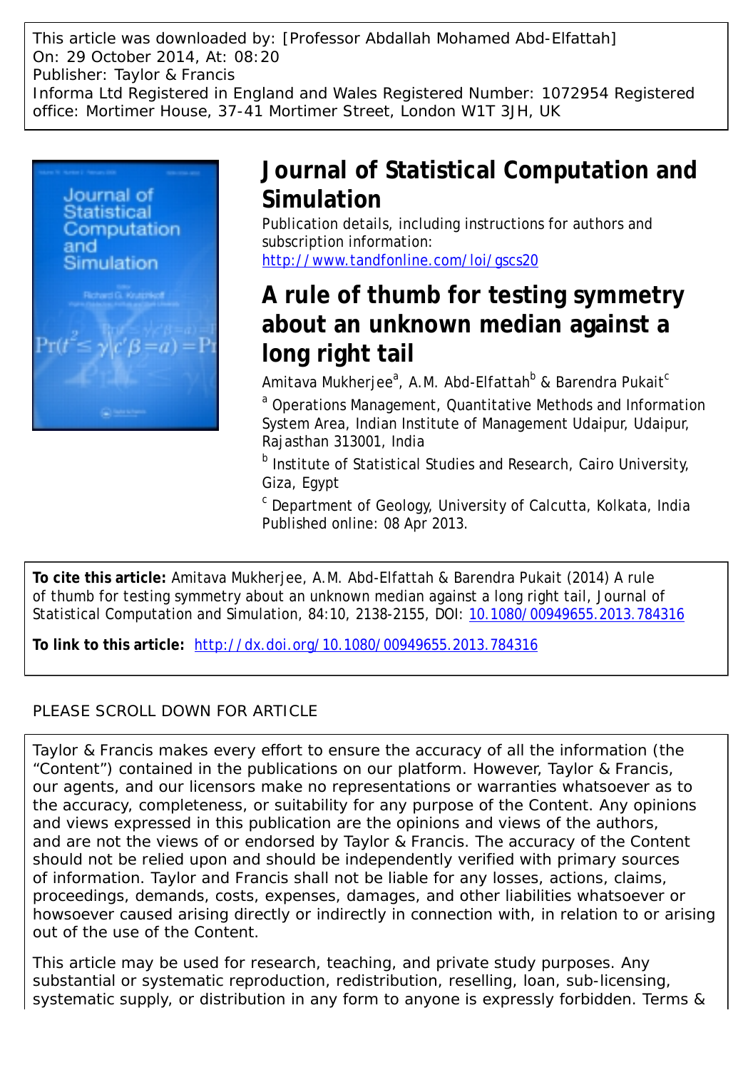This article was downloaded by: [Professor Abdallah Mohamed Abd-Elfattah]
On: 29 October 2014, At: 08:20
Publisher: Taylor & Francis
Informa Ltd Registered in England and Wales Registered Number: 1072954 Registered office: Mortimer House, 37-41 Mortimer Street, London W1T 3JH, UK

# Journal of Statistical Computation and Simulation

Publication details, including instructions for authors and subscription information:
http://www.tandfonline.com/loi/gscs20

# A rule of thumb for testing symmetry about an unknown median against a long right tail

Amitava Mukherjee[a], A.M. Abd-Elfattah[b] & Barendra Pukait[c]

[a] Operations Management, Quantitative Methods and Information System Area, Indian Institute of Management Udaipur, Udaipur, Rajasthan 313001, India

[b] Institute of Statistical Studies and Research, Cairo University, Giza, Egypt

[c] Department of Geology, University of Calcutta, Kolkata, India

Published online: 08 Apr 2013.

**To cite this article:** Amitava Mukherjee, A.M. Abd-Elfattah & Barendra Pukait (2014) A rule of thumb for testing symmetry about an unknown median against a long right tail, Journal of Statistical Computation and Simulation, 84:10, 2138-2155, DOI: 10.1080/00949655.2013.784316

**To link to this article:** http://dx.doi.org/10.1080/00949655.2013.784316

PLEASE SCROLL DOWN FOR ARTICLE

Taylor & Francis makes every effort to ensure the accuracy of all the information (the "Content") contained in the publications on our platform. However, Taylor & Francis, our agents, and our licensors make no representations or warranties whatsoever as to the accuracy, completeness, or suitability for any purpose of the Content. Any opinions and views expressed in this publication are the opinions and views of the authors, and are not the views of or endorsed by Taylor & Francis. The accuracy of the Content should not be relied upon and should be independently verified with primary sources of information. Taylor and Francis shall not be liable for any losses, actions, claims, proceedings, demands, costs, expenses, damages, and other liabilities whatsoever or howsoever caused arising directly or indirectly in connection with, in relation to or arising out of the use of the Content.

This article may be used for research, teaching, and private study purposes. Any substantial or systematic reproduction, redistribution, reselling, loan, sub-licensing, systematic supply, or distribution in any form to anyone is expressly forbidden. Terms &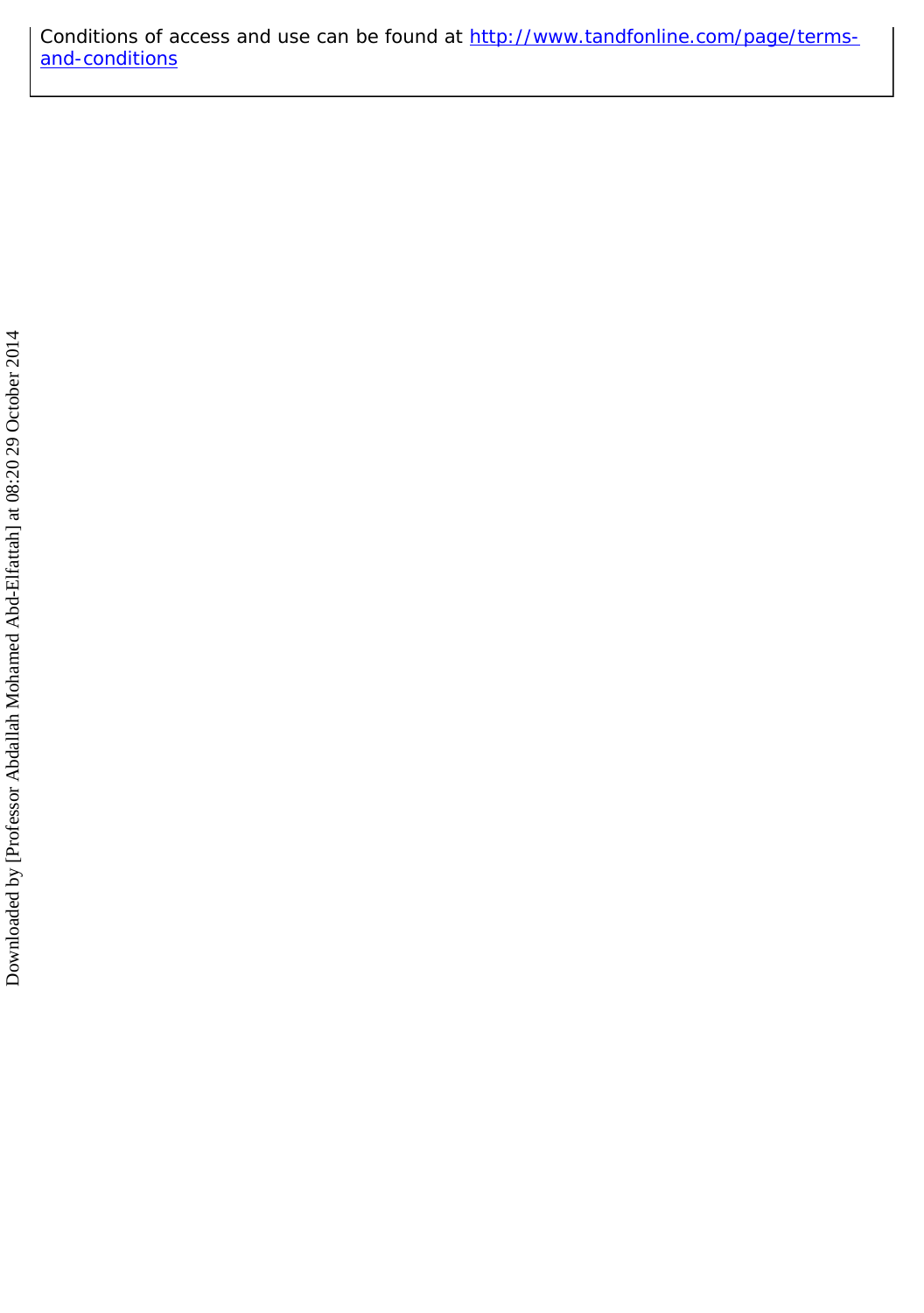Conditions of access and use can be found at http://www.tandfonline.com/page/terms-and-conditions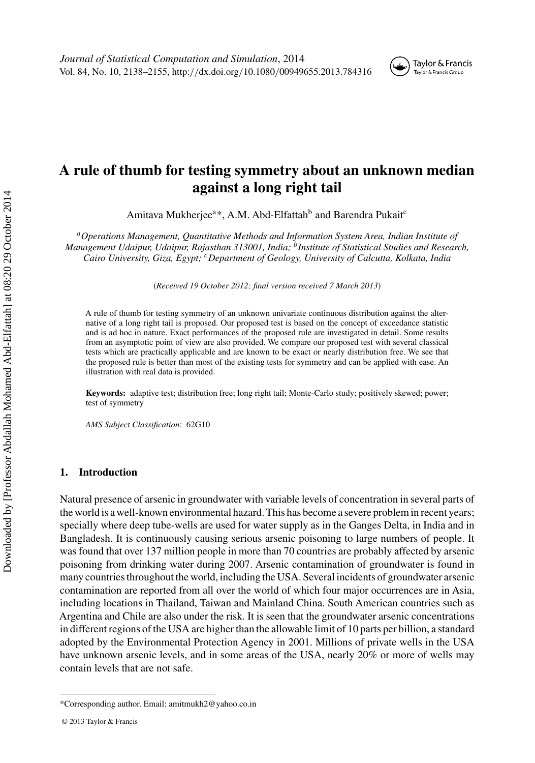# A rule of thumb for testing symmetry about an unknown median against a long right tail

Amitava Mukherjee[a]*, A.M. Abd-Elfattah[b] and Barendra Pukait[c]

[a]*Operations Management, Quantitative Methods and Information System Area, Indian Institute of Management Udaipur, Udaipur, Rajasthan 313001, India;* [b]*Institute of Statistical Studies and Research, Cairo University, Giza, Egypt;* [c]*Department of Geology, University of Calcutta, Kolkata, India*

(*Received 19 October 2012; final version received 7 March 2013*)

A rule of thumb for testing symmetry of an unknown univariate continuous distribution against the alternative of a long right tail is proposed. Our proposed test is based on the concept of exceedance statistic and is ad hoc in nature. Exact performances of the proposed rule are investigated in detail. Some results from an asymptotic point of view are also provided. We compare our proposed test with several classical tests which are practically applicable and are known to be exact or nearly distribution free. We see that the proposed rule is better than most of the existing tests for symmetry and can be applied with ease. An illustration with real data is provided.

**Keywords:** adaptive test; distribution free; long right tail; Monte-Carlo study; positively skewed; power; test of symmetry

*AMS Subject Classification*: 62G10

## 1. Introduction

Natural presence of arsenic in groundwater with variable levels of concentration in several parts of the world is a well-known environmental hazard. This has become a severe problem in recent years; specially where deep tube-wells are used for water supply as in the Ganges Delta, in India and in Bangladesh. It is continuously causing serious arsenic poisoning to large numbers of people. It was found that over 137 million people in more than 70 countries are probably affected by arsenic poisoning from drinking water during 2007. Arsenic contamination of groundwater is found in many countries throughout the world, including the USA. Several incidents of groundwater arsenic contamination are reported from all over the world of which four major occurrences are in Asia, including locations in Thailand, Taiwan and Mainland China. South American countries such as Argentina and Chile are also under the risk. It is seen that the groundwater arsenic concentrations in different regions of the USA are higher than the allowable limit of 10 parts per billion, a standard adopted by the Environmental Protection Agency in 2001. Millions of private wells in the USA have unknown arsenic levels, and in some areas of the USA, nearly 20% or more of wells may contain levels that are not safe.

*Corresponding author. Email: amitmukh2@yahoo.co.in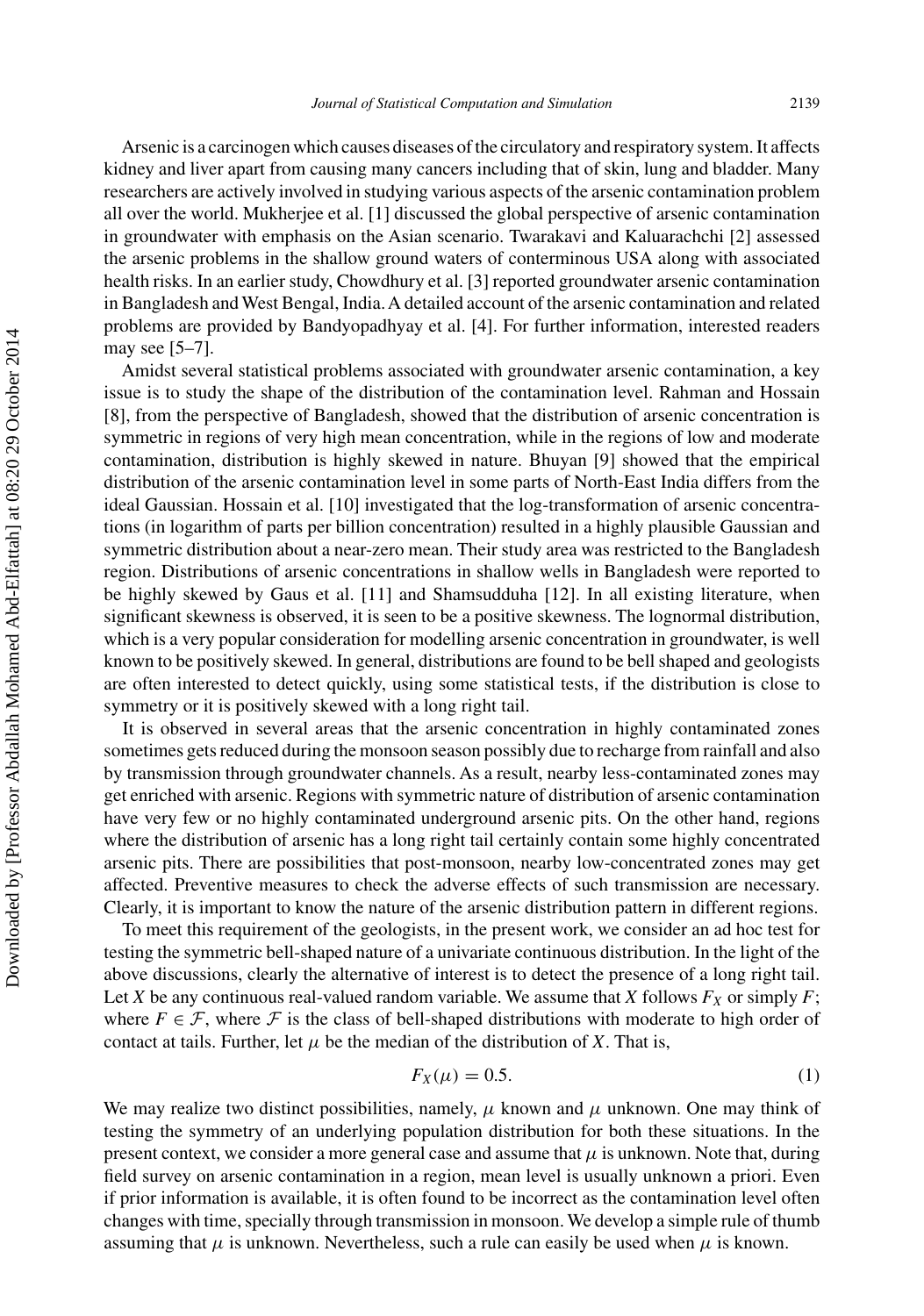Arsenic is a carcinogen which causes diseases of the circulatory and respiratory system. It affects kidney and liver apart from causing many cancers including that of skin, lung and bladder. Many researchers are actively involved in studying various aspects of the arsenic contamination problem all over the world. Mukherjee et al. [1] discussed the global perspective of arsenic contamination in groundwater with emphasis on the Asian scenario. Twarakavi and Kaluarachchi [2] assessed the arsenic problems in the shallow ground waters of conterminous USA along with associated health risks. In an earlier study, Chowdhury et al. [3] reported groundwater arsenic contamination in Bangladesh and West Bengal, India. A detailed account of the arsenic contamination and related problems are provided by Bandyopadhyay et al. [4]. For further information, interested readers may see [5–7].

Amidst several statistical problems associated with groundwater arsenic contamination, a key issue is to study the shape of the distribution of the contamination level. Rahman and Hossain [8], from the perspective of Bangladesh, showed that the distribution of arsenic concentration is symmetric in regions of very high mean concentration, while in the regions of low and moderate contamination, distribution is highly skewed in nature. Bhuyan [9] showed that the empirical distribution of the arsenic contamination level in some parts of North-East India differs from the ideal Gaussian. Hossain et al. [10] investigated that the log-transformation of arsenic concentrations (in logarithm of parts per billion concentration) resulted in a highly plausible Gaussian and symmetric distribution about a near-zero mean. Their study area was restricted to the Bangladesh region. Distributions of arsenic concentrations in shallow wells in Bangladesh were reported to be highly skewed by Gaus et al. [11] and Shamsudduha [12]. In all existing literature, when significant skewness is observed, it is seen to be a positive skewness. The lognormal distribution, which is a very popular consideration for modelling arsenic concentration in groundwater, is well known to be positively skewed. In general, distributions are found to be bell shaped and geologists are often interested to detect quickly, using some statistical tests, if the distribution is close to symmetry or it is positively skewed with a long right tail.

It is observed in several areas that the arsenic concentration in highly contaminated zones sometimes gets reduced during the monsoon season possibly due to recharge from rainfall and also by transmission through groundwater channels. As a result, nearby less-contaminated zones may get enriched with arsenic. Regions with symmetric nature of distribution of arsenic contamination have very few or no highly contaminated underground arsenic pits. On the other hand, regions where the distribution of arsenic has a long right tail certainly contain some highly concentrated arsenic pits. There are possibilities that post-monsoon, nearby low-concentrated zones may get affected. Preventive measures to check the adverse effects of such transmission are necessary. Clearly, it is important to know the nature of the arsenic distribution pattern in different regions.

To meet this requirement of the geologists, in the present work, we consider an ad hoc test for testing the symmetric bell-shaped nature of a univariate continuous distribution. In the light of the above discussions, clearly the alternative of interest is to detect the presence of a long right tail. Let $X$ be any continuous real-valued random variable. We assume that $X$ follows $F_X$ or simply $F$; where $F \in \mathcal{F}$, where $\mathcal{F}$ is the class of bell-shaped distributions with moderate to high order of contact at tails. Further, let $\mu$ be the median of the distribution of $X$. That is,

$$F_X(\mu) = 0.5. \tag{1}$$

We may realize two distinct possibilities, namely, $\mu$ known and $\mu$ unknown. One may think of testing the symmetry of an underlying population distribution for both these situations. In the present context, we consider a more general case and assume that $\mu$ is unknown. Note that, during field survey on arsenic contamination in a region, mean level is usually unknown a priori. Even if prior information is available, it is often found to be incorrect as the contamination level often changes with time, specially through transmission in monsoon. We develop a simple rule of thumb assuming that $\mu$ is unknown. Nevertheless, such a rule can easily be used when $\mu$ is known.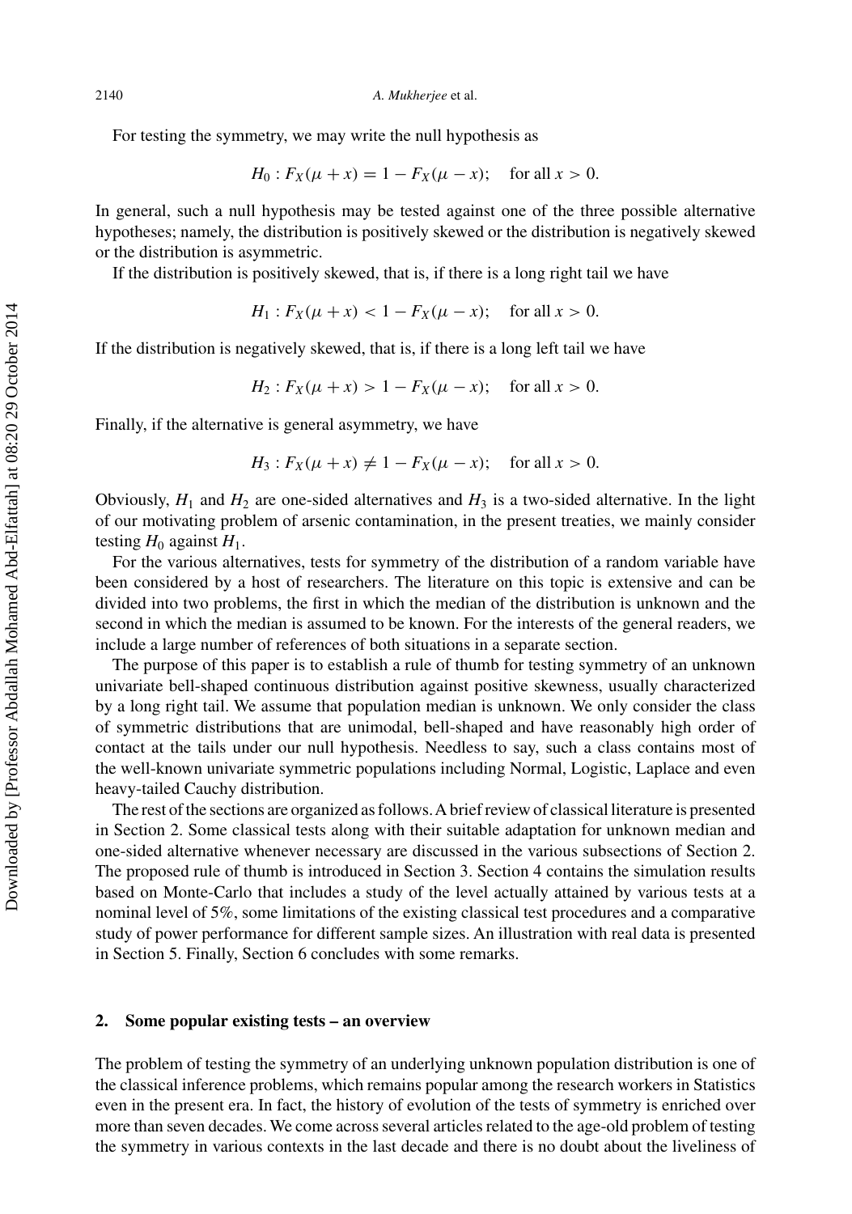For testing the symmetry, we may write the null hypothesis as

$$H_0 : F_X(\mu + x) = 1 - F_X(\mu - x); \quad \text{for all } x > 0.$$

In general, such a null hypothesis may be tested against one of the three possible alternative hypotheses; namely, the distribution is positively skewed or the distribution is negatively skewed or the distribution is asymmetric.

If the distribution is positively skewed, that is, if there is a long right tail we have

$$H_1 : F_X(\mu + x) < 1 - F_X(\mu - x); \quad \text{for all } x > 0.$$

If the distribution is negatively skewed, that is, if there is a long left tail we have

$$H_2 : F_X(\mu + x) > 1 - F_X(\mu - x); \quad \text{for all } x > 0.$$

Finally, if the alternative is general asymmetry, we have

$$H_3 : F_X(\mu + x) \neq 1 - F_X(\mu - x); \quad \text{for all } x > 0.$$

Obviously, $H_1$ and $H_2$ are one-sided alternatives and $H_3$ is a two-sided alternative. In the light of our motivating problem of arsenic contamination, in the present treaties, we mainly consider testing $H_0$ against $H_1$.

For the various alternatives, tests for symmetry of the distribution of a random variable have been considered by a host of researchers. The literature on this topic is extensive and can be divided into two problems, the first in which the median of the distribution is unknown and the second in which the median is assumed to be known. For the interests of the general readers, we include a large number of references of both situations in a separate section.

The purpose of this paper is to establish a rule of thumb for testing symmetry of an unknown univariate bell-shaped continuous distribution against positive skewness, usually characterized by a long right tail. We assume that population median is unknown. We only consider the class of symmetric distributions that are unimodal, bell-shaped and have reasonably high order of contact at the tails under our null hypothesis. Needless to say, such a class contains most of the well-known univariate symmetric populations including Normal, Logistic, Laplace and even heavy-tailed Cauchy distribution.

The rest of the sections are organized as follows. A brief review of classical literature is presented in Section 2. Some classical tests along with their suitable adaptation for unknown median and one-sided alternative whenever necessary are discussed in the various subsections of Section 2. The proposed rule of thumb is introduced in Section 3. Section 4 contains the simulation results based on Monte-Carlo that includes a study of the level actually attained by various tests at a nominal level of 5%, some limitations of the existing classical test procedures and a comparative study of power performance for different sample sizes. An illustration with real data is presented in Section 5. Finally, Section 6 concludes with some remarks.

## 2. Some popular existing tests – an overview

The problem of testing the symmetry of an underlying unknown population distribution is one of the classical inference problems, which remains popular among the research workers in Statistics even in the present era. In fact, the history of evolution of the tests of symmetry is enriched over more than seven decades. We come across several articles related to the age-old problem of testing the symmetry in various contexts in the last decade and there is no doubt about the liveliness of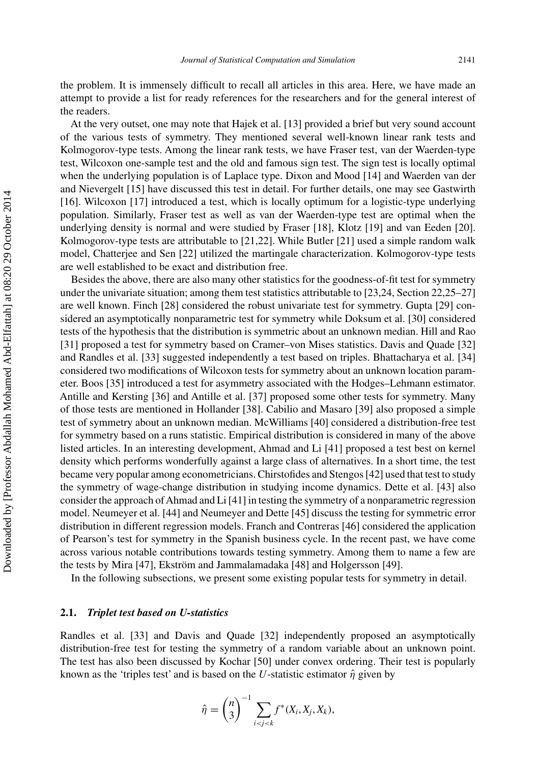the problem. It is immensely difficult to recall all articles in this area. Here, we have made an attempt to provide a list for ready references for the researchers and for the general interest of the readers.

At the very outset, one may note that Hajek et al. [13] provided a brief but very sound account of the various tests of symmetry. They mentioned several well-known linear rank tests and Kolmogorov-type tests. Among the linear rank tests, we have Fraser test, van der Waerden-type test, Wilcoxon one-sample test and the old and famous sign test. The sign test is locally optimal when the underlying population is of Laplace type. Dixon and Mood [14] and Waerden van der and Nievergelt [15] have discussed this test in detail. For further details, one may see Gastwirth [16]. Wilcoxon [17] introduced a test, which is locally optimum for a logistic-type underlying population. Similarly, Fraser test as well as van der Waerden-type test are optimal when the underlying density is normal and were studied by Fraser [18], Klotz [19] and van Eeden [20]. Kolmogorov-type tests are attributable to [21,22]. While Butler [21] used a simple random walk model, Chatterjee and Sen [22] utilized the martingale characterization. Kolmogorov-type tests are well established to be exact and distribution free.

Besides the above, there are also many other statistics for the goodness-of-fit test for symmetry under the univariate situation; among them test statistics attributable to [23,24, Section 22,25–27] are well known. Finch [28] considered the robust univariate test for symmetry. Gupta [29] considered an asymptotically nonparametric test for symmetry while Doksum et al. [30] considered tests of the hypothesis that the distribution is symmetric about an unknown median. Hill and Rao [31] proposed a test for symmetry based on Cramer–von Mises statistics. Davis and Quade [32] and Randles et al. [33] suggested independently a test based on triples. Bhattacharya et al. [34] considered two modifications of Wilcoxon tests for symmetry about an unknown location parameter. Boos [35] introduced a test for asymmetry associated with the Hodges–Lehmann estimator. Antille and Kersting [36] and Antille et al. [37] proposed some other tests for symmetry. Many of those tests are mentioned in Hollander [38]. Cabilio and Masaro [39] also proposed a simple test of symmetry about an unknown median. McWilliams [40] considered a distribution-free test for symmetry based on a runs statistic. Empirical distribution is considered in many of the above listed articles. In an interesting development, Ahmad and Li [41] proposed a test best on kernel density which performs wonderfully against a large class of alternatives. In a short time, the test became very popular among econometricians. Chirstofides and Stengos [42] used that test to study the symmetry of wage-change distribution in studying income dynamics. Dette et al. [43] also consider the approach of Ahmad and Li [41] in testing the symmetry of a nonparametric regression model. Neumeyer et al. [44] and Neumeyer and Dette [45] discuss the testing for symmetric error distribution in different regression models. Franch and Contreras [46] considered the application of Pearson's test for symmetry in the Spanish business cycle. In the recent past, we have come across various notable contributions towards testing symmetry. Among them to name a few are the tests by Mira [47], Ekström and Jammalamadaka [48] and Holgersson [49].

In the following subsections, we present some existing popular tests for symmetry in detail.

### 2.1. *Triplet test based on U-statistics*

Randles et al. [33] and Davis and Quade [32] independently proposed an asymptotically distribution-free test for testing the symmetry of a random variable about an unknown point. The test has also been discussed by Kochar [50] under convex ordering. Their test is popularly known as the 'triples test' and is based on the $U$-statistic estimator $\hat{\eta}$ given by

$$\hat{\eta} = \binom{n}{3}^{-1} \sum_{i<j<k} f^*(X_i, X_j, X_k),$$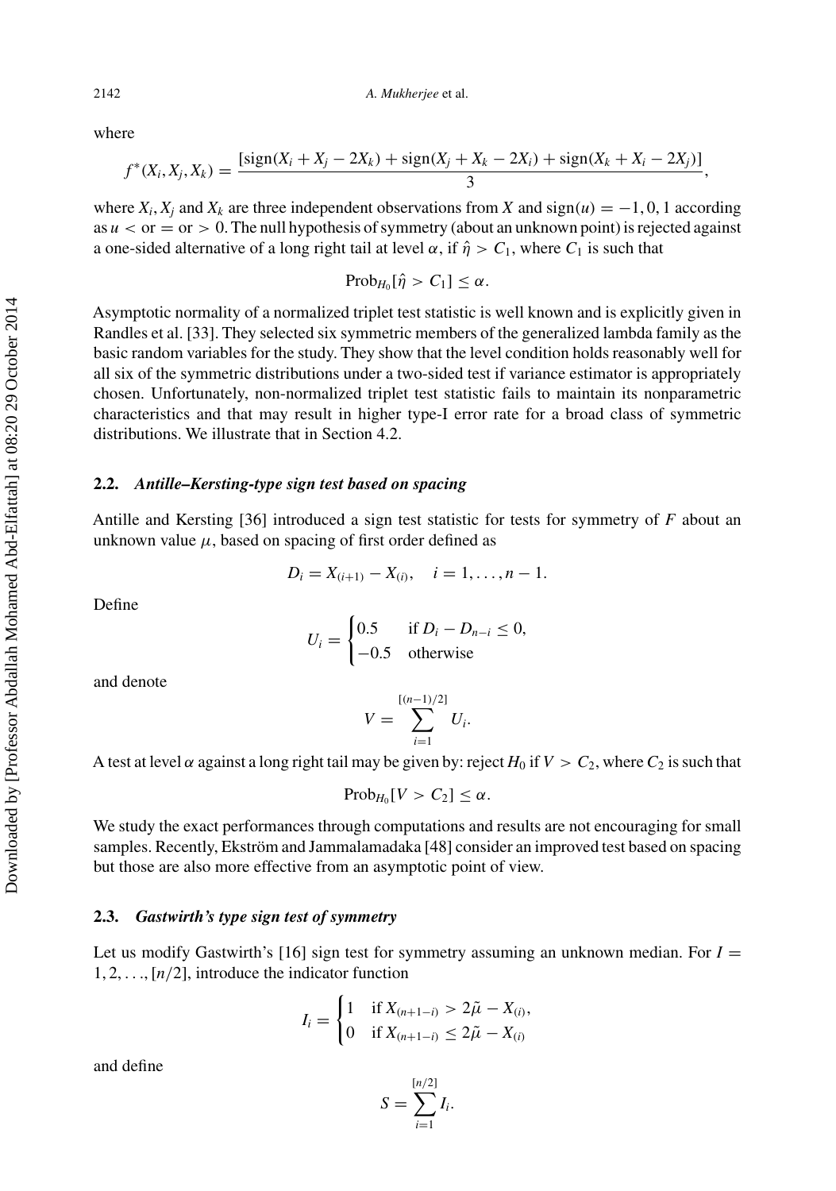where

$$f^*(X_i, X_j, X_k) = \frac{[\text{sign}(X_i + X_j - 2X_k) + \text{sign}(X_j + X_k - 2X_i) + \text{sign}(X_k + X_i - 2X_j)]}{3},$$

where $X_i, X_j$ and $X_k$ are three independent observations from $X$ and $\text{sign}(u) = -1, 0, 1$ according as $u <$ or $=$ or $> 0$. The null hypothesis of symmetry (about an unknown point) is rejected against a one-sided alternative of a long right tail at level $\alpha$, if $\hat{\eta} > C_1$, where $C_1$ is such that

$$\text{Prob}_{H_0}[\hat{\eta} > C_1] \leq \alpha.$$

Asymptotic normality of a normalized triplet test statistic is well known and is explicitly given in Randles et al. [33]. They selected six symmetric members of the generalized lambda family as the basic random variables for the study. They show that the level condition holds reasonably well for all six of the symmetric distributions under a two-sided test if variance estimator is appropriately chosen. Unfortunately, non-normalized triplet test statistic fails to maintain its nonparametric characteristics and that may result in higher type-I error rate for a broad class of symmetric distributions. We illustrate that in Section 4.2.

### 2.2. *Antille–Kersting-type sign test based on spacing*

Antille and Kersting [36] introduced a sign test statistic for tests for symmetry of $F$ about an unknown value $\mu$, based on spacing of first order defined as

$$D_i = X_{(i+1)} - X_{(i)}, \quad i = 1, \ldots, n-1.$$

Define

$$U_i = \begin{cases} 0.5 & \text{if } D_i - D_{n-i} \leq 0, \\ -0.5 & \text{otherwise} \end{cases}$$

and denote

$$V = \sum_{i=1}^{[(n-1)/2]} U_i.$$

A test at level $\alpha$ against a long right tail may be given by: reject $H_0$ if $V > C_2$, where $C_2$ is such that

$$\text{Prob}_{H_0}[V > C_2] \leq \alpha.$$

We study the exact performances through computations and results are not encouraging for small samples. Recently, Ekström and Jammalamadaka [48] consider an improved test based on spacing but those are also more effective from an asymptotic point of view.

### 2.3. *Gastwirth's type sign test of symmetry*

Let us modify Gastwirth's [16] sign test for symmetry assuming an unknown median. For $I = 1, 2, \ldots, [n/2]$, introduce the indicator function

$$I_i = \begin{cases} 1 & \text{if } X_{(n+1-i)} > 2\tilde{\mu} - X_{(i)}, \\ 0 & \text{if } X_{(n+1-i)} \leq 2\tilde{\mu} - X_{(i)} \end{cases}$$

and define

$$S = \sum_{i=1}^{[n/2]} I_i.$$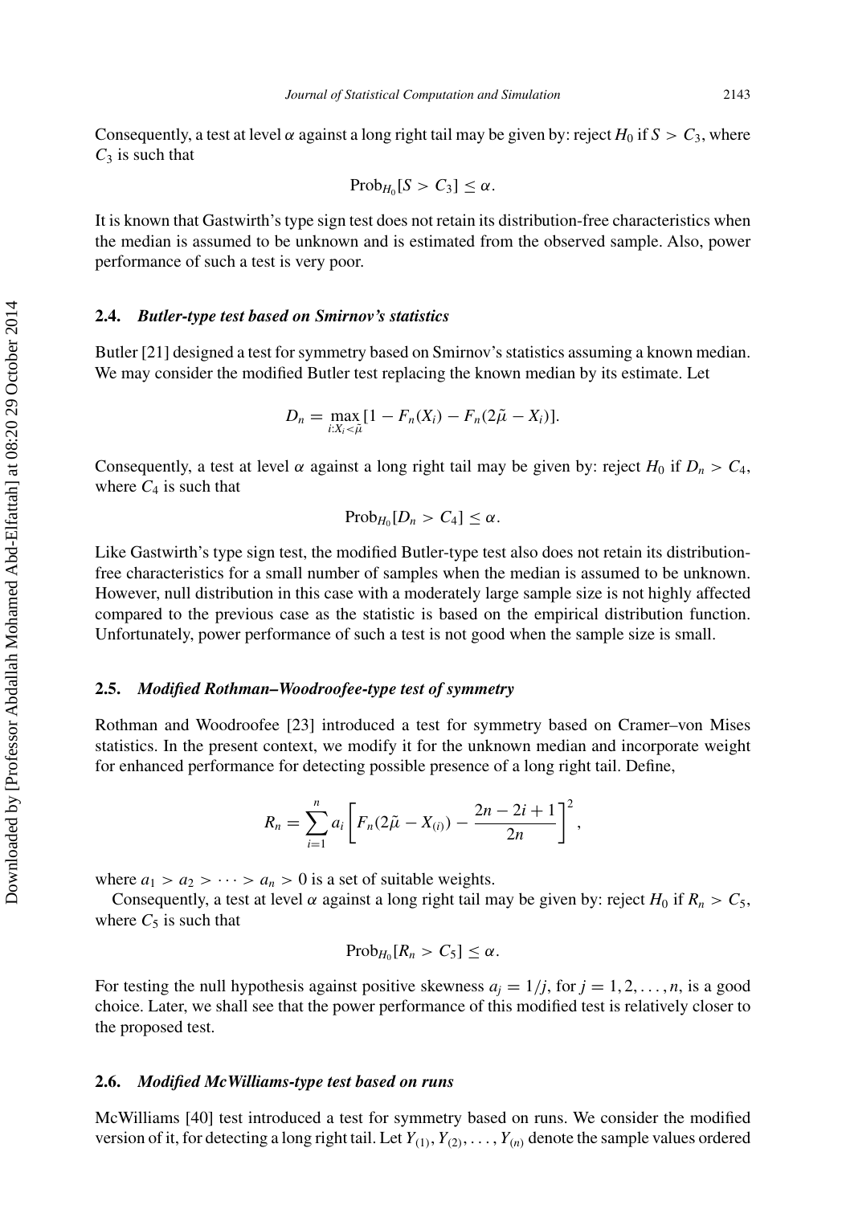Consequently, a test at level $\alpha$ against a long right tail may be given by: reject $H_0$ if $S > C_3$, where $C_3$ is such that

$$\text{Prob}_{H_0}[S > C_3] \leq \alpha.$$

It is known that Gastwirth's type sign test does not retain its distribution-free characteristics when the median is assumed to be unknown and is estimated from the observed sample. Also, power performance of such a test is very poor.

### 2.4. *Butler-type test based on Smirnov's statistics*

Butler [21] designed a test for symmetry based on Smirnov's statistics assuming a known median. We may consider the modified Butler test replacing the known median by its estimate. Let

$$D_n = \max_{i:X_i<\tilde{\mu}} [1 - F_n(X_i) - F_n(2\tilde{\mu} - X_i)].$$

Consequently, a test at level $\alpha$ against a long right tail may be given by: reject $H_0$ if $D_n > C_4$, where $C_4$ is such that

$$\text{Prob}_{H_0}[D_n > C_4] \leq \alpha.$$

Like Gastwirth's type sign test, the modified Butler-type test also does not retain its distribution-free characteristics for a small number of samples when the median is assumed to be unknown. However, null distribution in this case with a moderately large sample size is not highly affected compared to the previous case as the statistic is based on the empirical distribution function. Unfortunately, power performance of such a test is not good when the sample size is small.

### 2.5. *Modified Rothman–Woodroofee-type test of symmetry*

Rothman and Woodroofee [23] introduced a test for symmetry based on Cramer–von Mises statistics. In the present context, we modify it for the unknown median and incorporate weight for enhanced performance for detecting possible presence of a long right tail. Define,

$$R_n = \sum_{i=1}^{n} a_i \left[ F_n(2\tilde{\mu} - X_{(i)}) - \frac{2n - 2i + 1}{2n} \right]^2,$$

where $a_1 > a_2 > \cdots > a_n > 0$ is a set of suitable weights.

Consequently, a test at level $\alpha$ against a long right tail may be given by: reject $H_0$ if $R_n > C_5$, where $C_5$ is such that

$$\text{Prob}_{H_0}[R_n > C_5] \leq \alpha.$$

For testing the null hypothesis against positive skewness $a_j = 1/j$, for $j = 1, 2, \ldots, n$, is a good choice. Later, we shall see that the power performance of this modified test is relatively closer to the proposed test.

### 2.6. *Modified McWilliams-type test based on runs*

McWilliams [40] test introduced a test for symmetry based on runs. We consider the modified version of it, for detecting a long right tail. Let $Y_{(1)}, Y_{(2)}, \ldots, Y_{(n)}$ denote the sample values ordered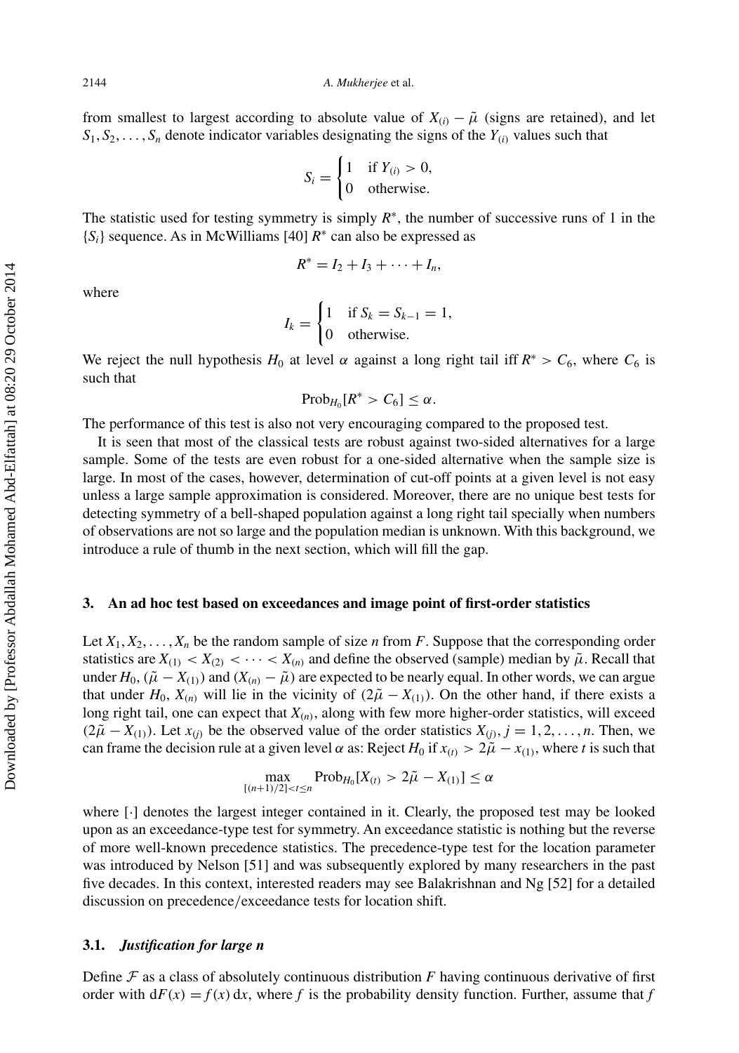from smallest to largest according to absolute value of $X_{(i)} - \tilde{\mu}$ (signs are retained), and let $S_1, S_2, \ldots, S_n$ denote indicator variables designating the signs of the $Y_{(i)}$ values such that

$$S_i = \begin{cases} 1 & \text{if } Y_{(i)} > 0, \\ 0 & \text{otherwise.} \end{cases}$$

The statistic used for testing symmetry is simply $R^*$, the number of successive runs of 1 in the $\{S_i\}$ sequence. As in McWilliams [40] $R^*$ can also be expressed as

$$R^* = I_2 + I_3 + \cdots + I_n,$$

where

$$I_k = \begin{cases} 1 & \text{if } S_k = S_{k-1} = 1, \\ 0 & \text{otherwise.} \end{cases}$$

We reject the null hypothesis $H_0$ at level $\alpha$ against a long right tail iff $R^* > C_6$, where $C_6$ is such that

$$\text{Prob}_{H_0}[R^* > C_6] \leq \alpha.$$

The performance of this test is also not very encouraging compared to the proposed test.

It is seen that most of the classical tests are robust against two-sided alternatives for a large sample. Some of the tests are even robust for a one-sided alternative when the sample size is large. In most of the cases, however, determination of cut-off points at a given level is not easy unless a large sample approximation is considered. Moreover, there are no unique best tests for detecting symmetry of a bell-shaped population against a long right tail specially when numbers of observations are not so large and the population median is unknown. With this background, we introduce a rule of thumb in the next section, which will fill the gap.

## 3. An ad hoc test based on exceedances and image point of first-order statistics

Let $X_1, X_2, \ldots, X_n$ be the random sample of size $n$ from $F$. Suppose that the corresponding order statistics are $X_{(1)} < X_{(2)} < \cdots < X_{(n)}$ and define the observed (sample) median by $\tilde{\mu}$. Recall that under $H_0$, $(\tilde{\mu} - X_{(1)})$ and $(X_{(n)} - \tilde{\mu})$ are expected to be nearly equal. In other words, we can argue that under $H_0$, $X_{(n)}$ will lie in the vicinity of $(2\tilde{\mu} - X_{(1)})$. On the other hand, if there exists a long right tail, one can expect that $X_{(n)}$, along with few more higher-order statistics, will exceed $(2\tilde{\mu} - X_{(1)})$. Let $x_{(j)}$ be the observed value of the order statistics $X_{(j)}$, $j = 1, 2, \ldots, n$. Then, we can frame the decision rule at a given level $\alpha$ as: Reject $H_0$ if $x_{(t)} > 2\tilde{\mu} - x_{(1)}$, where $t$ is such that

$$\max_{[(n+1)/2] < t \leq n} \text{Prob}_{H_0}[X_{(t)} > 2\tilde{\mu} - X_{(1)}] \leq \alpha$$

where $[\cdot]$ denotes the largest integer contained in it. Clearly, the proposed test may be looked upon as an exceedance-type test for symmetry. An exceedance statistic is nothing but the reverse of more well-known precedence statistics. The precedence-type test for the location parameter was introduced by Nelson [51] and was subsequently explored by many researchers in the past five decades. In this context, interested readers may see Balakrishnan and Ng [52] for a detailed discussion on precedence/exceedance tests for location shift.

### 3.1. *Justification for large n*

Define $\mathcal{F}$ as a class of absolutely continuous distribution $F$ having continuous derivative of first order with $\mathrm{d}F(x) = f(x)\,\mathrm{d}x$, where $f$ is the probability density function. Further, assume that $f$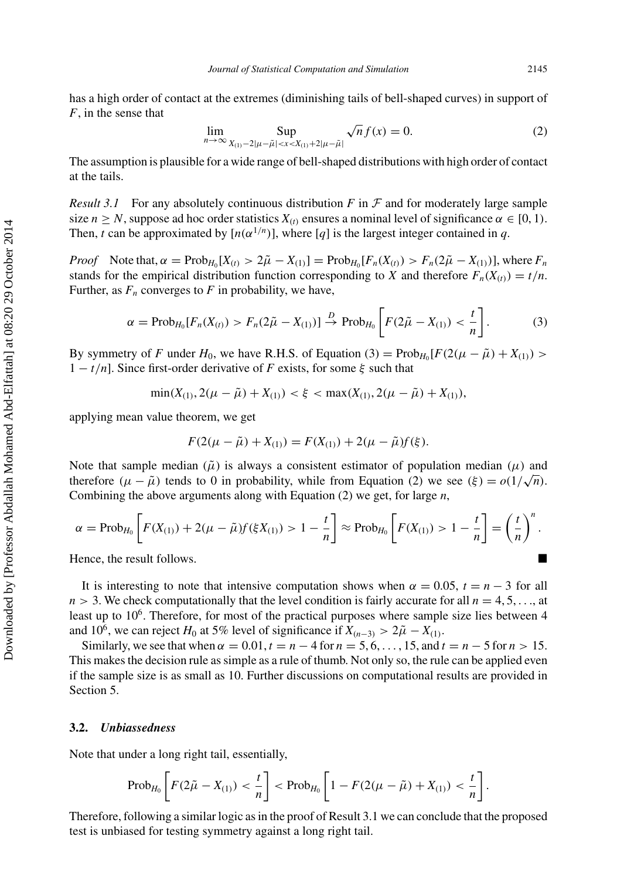has a high order of contact at the extremes (diminishing tails of bell-shaped curves) in support of $F$, in the sense that

$$\lim_{n\to\infty} \operatorname*{Sup}_{X_{(1)}-2|\mu-\tilde{\mu}|<x<X_{(1)}+2|\mu-\tilde{\mu}|} \sqrt{n}\, f(x) = 0. \tag{2}$$

The assumption is plausible for a wide range of bell-shaped distributions with high order of contact at the tails.

*Result 3.1* For any absolutely continuous distribution $F$ in $\mathcal{F}$ and for moderately large sample size $n \geq N$, suppose ad hoc order statistics $X_{(t)}$ ensures a nominal level of significance $\alpha \in [0, 1)$. Then, $t$ can be approximated by $[n(\alpha^{1/n})]$, where $[q]$ is the largest integer contained in $q$.

*Proof* Note that, $\alpha = \text{Prob}_{H_0}[X_{(t)} > 2\tilde{\mu} - X_{(1)}] = \text{Prob}_{H_0}[F_n(X_{(t)}) > F_n(2\tilde{\mu} - X_{(1)})]$, where $F_n$ stands for the empirical distribution function corresponding to $X$ and therefore $F_n(X_{(t)}) = t/n$. Further, as $F_n$ converges to $F$ in probability, we have,

$$\alpha = \text{Prob}_{H_0}[F_n(X_{(t)}) > F_n(2\tilde{\mu} - X_{(1)})] \xrightarrow{D} \text{Prob}_{H_0}\left[F(2\tilde{\mu} - X_{(1)}) < \frac{t}{n}\right]. \tag{3}$$

By symmetry of $F$ under $H_0$, we have R.H.S. of Equation (3) $= \text{Prob}_{H_0}[F(2(\mu - \tilde{\mu}) + X_{(1)}) > 1 - t/n]$. Since first-order derivative of $F$ exists, for some $\xi$ such that

$$\min(X_{(1)}, 2(\mu - \tilde{\mu}) + X_{(1)}) < \xi < \max(X_{(1)}, 2(\mu - \tilde{\mu}) + X_{(1)}),$$

applying mean value theorem, we get

$$F(2(\mu - \tilde{\mu}) + X_{(1)}) = F(X_{(1)}) + 2(\mu - \tilde{\mu})f(\xi).$$

Note that sample median ($\tilde{\mu}$) is always a consistent estimator of population median ($\mu$) and therefore $(\mu - \tilde{\mu})$ tends to 0 in probability, while from Equation (2) we see $(\xi) = o(1/\sqrt{n})$. Combining the above arguments along with Equation (2) we get, for large $n$,

$$\alpha = \text{Prob}_{H_0}\left[F(X_{(1)}) + 2(\mu - \tilde{\mu})f(\xi X_{(1)}) > 1 - \frac{t}{n}\right] \approx \text{Prob}_{H_0}\left[F(X_{(1)}) > 1 - \frac{t}{n}\right] = \left(\frac{t}{n}\right)^n.$$

Hence, the result follows. ∎

It is interesting to note that intensive computation shows when $\alpha = 0.05$, $t = n - 3$ for all $n > 3$. We check computationally that the level condition is fairly accurate for all $n = 4, 5, \ldots$, at least up to $10^6$. Therefore, for most of the practical purposes where sample size lies between 4 and $10^6$, we can reject $H_0$ at 5% level of significance if $X_{(n-3)} > 2\tilde{\mu} - X_{(1)}$.

Similarly, we see that when $\alpha = 0.01$, $t = n - 4$ for $n = 5, 6, \ldots, 15$, and $t = n - 5$ for $n > 15$. This makes the decision rule as simple as a rule of thumb. Not only so, the rule can be applied even if the sample size is as small as 10. Further discussions on computational results are provided in Section 5.

### 3.2. *Unbiassedness*

Note that under a long right tail, essentially,

$$\text{Prob}_{H_0}\left[F(2\tilde{\mu} - X_{(1)}) < \frac{t}{n}\right] < \text{Prob}_{H_0}\left[1 - F(2(\mu - \tilde{\mu}) + X_{(1)}) < \frac{t}{n}\right].$$

Therefore, following a similar logic as in the proof of Result 3.1 we can conclude that the proposed test is unbiased for testing symmetry against a long right tail.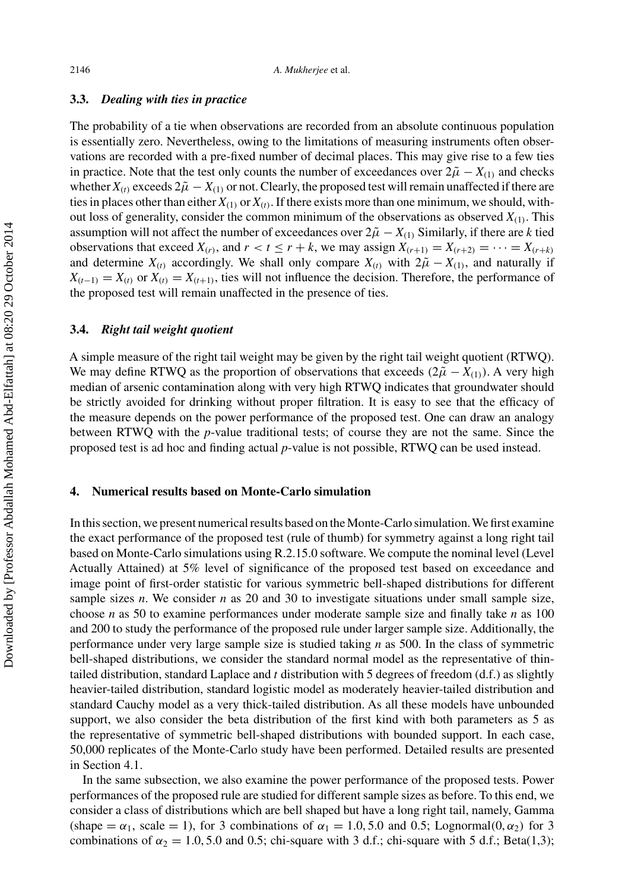### 3.3. *Dealing with ties in practice*

The probability of a tie when observations are recorded from an absolute continuous population is essentially zero. Nevertheless, owing to the limitations of measuring instruments often observations are recorded with a pre-fixed number of decimal places. This may give rise to a few ties in practice. Note that the test only counts the number of exceedances over $2\tilde{\mu} - X_{(1)}$ and checks whether $X_{(t)}$ exceeds $2\tilde{\mu} - X_{(1)}$ or not. Clearly, the proposed test will remain unaffected if there are ties in places other than either $X_{(1)}$ or $X_{(t)}$. If there exists more than one minimum, we should, without loss of generality, consider the common minimum of the observations as observed $X_{(1)}$. This assumption will not affect the number of exceedances over $2\tilde{\mu} - X_{(1)}$ Similarly, if there are $k$ tied observations that exceed $X_{(r)}$, and $r < t \leq r + k$, we may assign $X_{(r+1)} = X_{(r+2)} = \cdots = X_{(r+k)}$ and determine $X_{(t)}$ accordingly. We shall only compare $X_{(t)}$ with $2\tilde{\mu} - X_{(1)}$, and naturally if $X_{(t-1)} = X_{(t)}$ or $X_{(t)} = X_{(t+1)}$, ties will not influence the decision. Therefore, the performance of the proposed test will remain unaffected in the presence of ties.

### 3.4. *Right tail weight quotient*

A simple measure of the right tail weight may be given by the right tail weight quotient (RTWQ). We may define RTWQ as the proportion of observations that exceeds $(2\tilde{\mu} - X_{(1)})$. A very high median of arsenic contamination along with very high RTWQ indicates that groundwater should be strictly avoided for drinking without proper filtration. It is easy to see that the efficacy of the measure depends on the power performance of the proposed test. One can draw an analogy between RTWQ with the *p*-value traditional tests; of course they are not the same. Since the proposed test is ad hoc and finding actual *p*-value is not possible, RTWQ can be used instead.

## 4. Numerical results based on Monte-Carlo simulation

In this section, we present numerical results based on the Monte-Carlo simulation. We first examine the exact performance of the proposed test (rule of thumb) for symmetry against a long right tail based on Monte-Carlo simulations using R.2.15.0 software. We compute the nominal level (Level Actually Attained) at 5% level of significance of the proposed test based on exceedance and image point of first-order statistic for various symmetric bell-shaped distributions for different sample sizes $n$. We consider $n$ as 20 and 30 to investigate situations under small sample size, choose $n$ as 50 to examine performances under moderate sample size and finally take $n$ as 100 and 200 to study the performance of the proposed rule under larger sample size. Additionally, the performance under very large sample size is studied taking $n$ as 500. In the class of symmetric bell-shaped distributions, we consider the standard normal model as the representative of thin-tailed distribution, standard Laplace and $t$ distribution with 5 degrees of freedom (d.f.) as slightly heavier-tailed distribution, standard logistic model as moderately heavier-tailed distribution and standard Cauchy model as a very thick-tailed distribution. As all these models have unbounded support, we also consider the beta distribution of the first kind with both parameters as 5 as the representative of symmetric bell-shaped distributions with bounded support. In each case, 50,000 replicates of the Monte-Carlo study have been performed. Detailed results are presented in Section 4.1.

In the same subsection, we also examine the power performance of the proposed tests. Power performances of the proposed rule are studied for different sample sizes as before. To this end, we consider a class of distributions which are bell shaped but have a long right tail, namely, Gamma (shape $= \alpha_1$, scale $= 1$), for 3 combinations of $\alpha_1 = 1.0, 5.0$ and $0.5$; Lognormal$(0, \alpha_2)$ for 3 combinations of $\alpha_2 = 1.0, 5.0$ and $0.5$; chi-square with 3 d.f.; chi-square with 5 d.f.; Beta(1,3);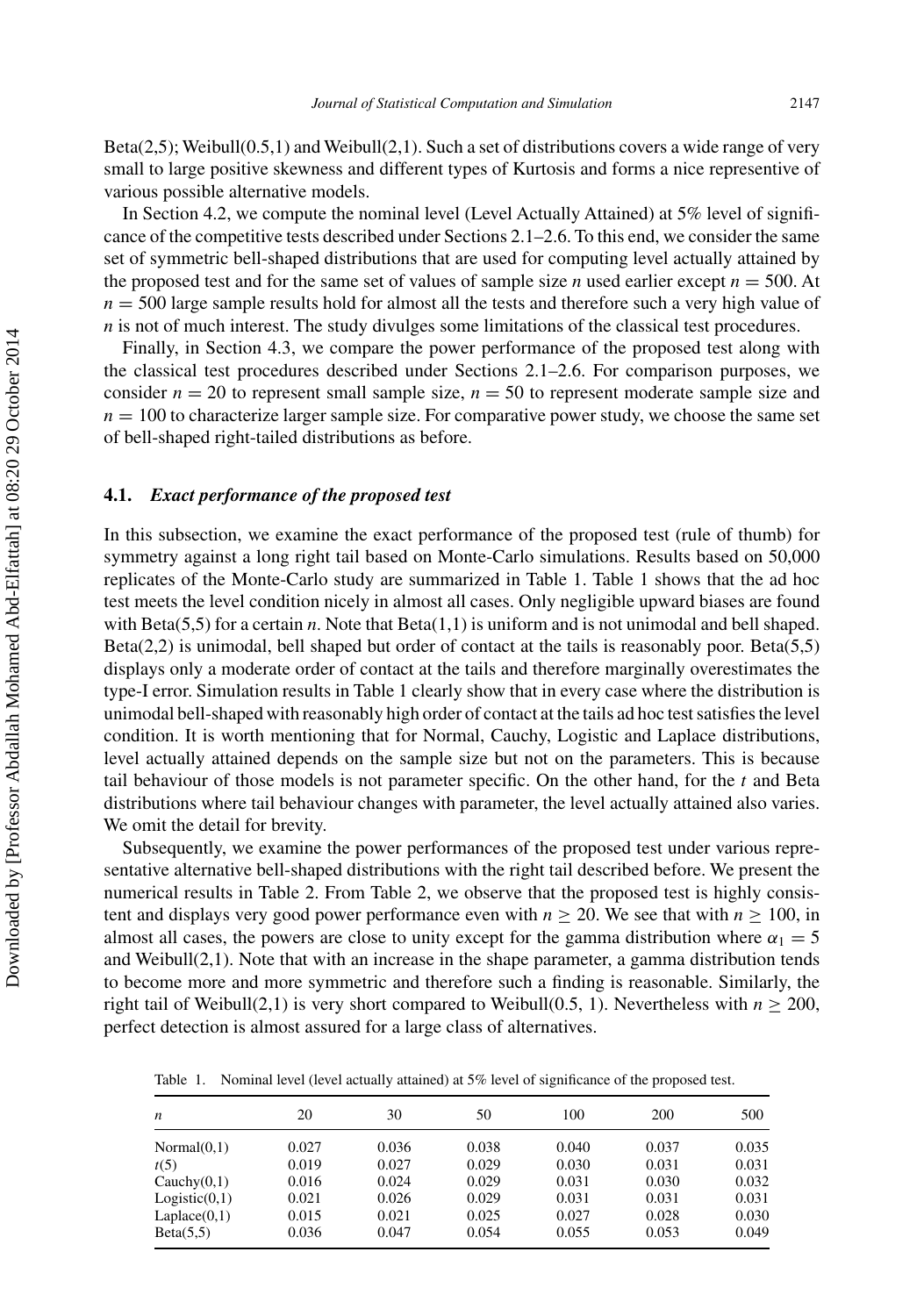Beta(2,5); Weibull(0.5,1) and Weibull(2,1). Such a set of distributions covers a wide range of very small to large positive skewness and different types of Kurtosis and forms a nice representive of various possible alternative models.

In Section 4.2, we compute the nominal level (Level Actually Attained) at 5% level of significance of the competitive tests described under Sections 2.1–2.6. To this end, we consider the same set of symmetric bell-shaped distributions that are used for computing level actually attained by the proposed test and for the same set of values of sample size $n$ used earlier except $n = 500$. At $n = 500$ large sample results hold for almost all the tests and therefore such a very high value of $n$ is not of much interest. The study divulges some limitations of the classical test procedures.

Finally, in Section 4.3, we compare the power performance of the proposed test along with the classical test procedures described under Sections 2.1–2.6. For comparison purposes, we consider $n = 20$ to represent small sample size, $n = 50$ to represent moderate sample size and $n = 100$ to characterize larger sample size. For comparative power study, we choose the same set of bell-shaped right-tailed distributions as before.

### 4.1. *Exact performance of the proposed test*

In this subsection, we examine the exact performance of the proposed test (rule of thumb) for symmetry against a long right tail based on Monte-Carlo simulations. Results based on 50,000 replicates of the Monte-Carlo study are summarized in Table 1. Table 1 shows that the ad hoc test meets the level condition nicely in almost all cases. Only negligible upward biases are found with Beta(5,5) for a certain $n$. Note that Beta(1,1) is uniform and is not unimodal and bell shaped. Beta(2,2) is unimodal, bell shaped but order of contact at the tails is reasonably poor. Beta(5,5) displays only a moderate order of contact at the tails and therefore marginally overestimates the type-I error. Simulation results in Table 1 clearly show that in every case where the distribution is unimodal bell-shaped with reasonably high order of contact at the tails ad hoc test satisfies the level condition. It is worth mentioning that for Normal, Cauchy, Logistic and Laplace distributions, level actually attained depends on the sample size but not on the parameters. This is because tail behaviour of those models is not parameter specific. On the other hand, for the $t$ and Beta distributions where tail behaviour changes with parameter, the level actually attained also varies. We omit the detail for brevity.

Subsequently, we examine the power performances of the proposed test under various representative alternative bell-shaped distributions with the right tail described before. We present the numerical results in Table 2. From Table 2, we observe that the proposed test is highly consistent and displays very good power performance even with $n \geq 20$. We see that with $n \geq 100$, in almost all cases, the powers are close to unity except for the gamma distribution where $\alpha_1 = 5$ and Weibull(2,1). Note that with an increase in the shape parameter, a gamma distribution tends to become more and more symmetric and therefore such a finding is reasonable. Similarly, the right tail of Weibull(2,1) is very short compared to Weibull(0.5, 1). Nevertheless with $n \geq 200$, perfect detection is almost assured for a large class of alternatives.

Table 1. Nominal level (level actually attained) at 5% level of significance of the proposed test.

| $n$ | 20 | 30 | 50 | 100 | 200 | 500 |
|---|---|---|---|---|---|---|
| Normal(0,1) | 0.027 | 0.036 | 0.038 | 0.040 | 0.037 | 0.035 |
| $t(5)$ | 0.019 | 0.027 | 0.029 | 0.030 | 0.031 | 0.031 |
| Cauchy(0,1) | 0.016 | 0.024 | 0.029 | 0.031 | 0.030 | 0.032 |
| Logistic(0,1) | 0.021 | 0.026 | 0.029 | 0.031 | 0.031 | 0.031 |
| Laplace(0,1) | 0.015 | 0.021 | 0.025 | 0.027 | 0.028 | 0.030 |
| Beta(5,5) | 0.036 | 0.047 | 0.054 | 0.055 | 0.053 | 0.049 |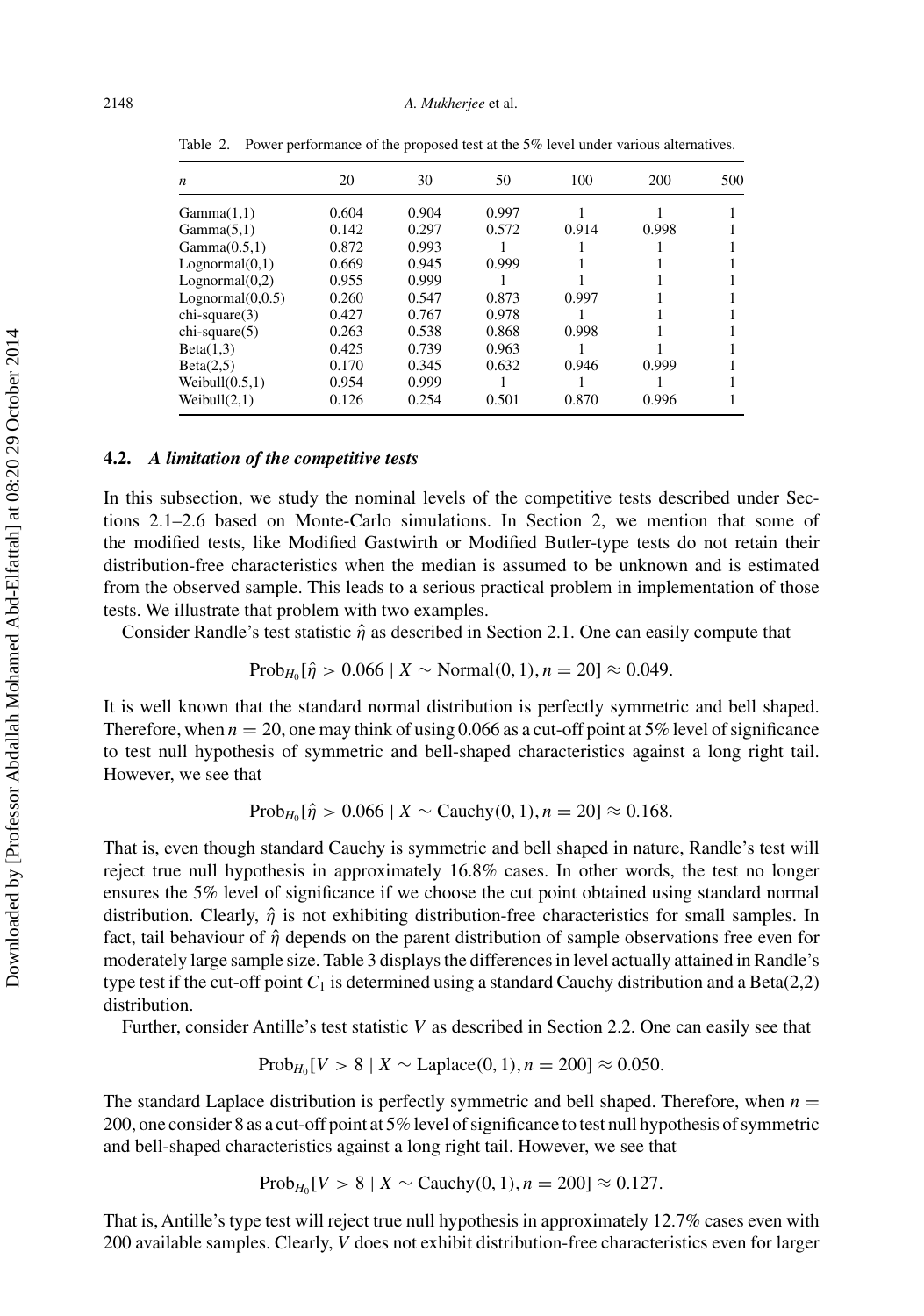Table 2. Power performance of the proposed test at the 5% level under various alternatives.

| $n$ | 20 | 30 | 50 | 100 | 200 | 500 |
|---|---|---|---|---|---|---|
| Gamma(1,1) | 0.604 | 0.904 | 0.997 | 1 | 1 | 1 |
| Gamma(5,1) | 0.142 | 0.297 | 0.572 | 0.914 | 0.998 | 1 |
| Gamma(0.5,1) | 0.872 | 0.993 | 1 | 1 | 1 | 1 |
| Lognormal(0,1) | 0.669 | 0.945 | 0.999 | 1 | 1 | 1 |
| Lognormal(0,2) | 0.955 | 0.999 | 1 | 1 | 1 | 1 |
| Lognormal(0,0.5) | 0.260 | 0.547 | 0.873 | 0.997 | 1 | 1 |
| chi-square(3) | 0.427 | 0.767 | 0.978 | 1 | 1 | 1 |
| chi-square(5) | 0.263 | 0.538 | 0.868 | 0.998 | 1 | 1 |
| Beta(1,3) | 0.425 | 0.739 | 0.963 | 1 | 1 | 1 |
| Beta(2,5) | 0.170 | 0.345 | 0.632 | 0.946 | 0.999 | 1 |
| Weibull(0.5,1) | 0.954 | 0.999 | 1 | 1 | 1 | 1 |
| Weibull(2,1) | 0.126 | 0.254 | 0.501 | 0.870 | 0.996 | 1 |

### 4.2. *A limitation of the competitive tests*

In this subsection, we study the nominal levels of the competitive tests described under Sections 2.1–2.6 based on Monte-Carlo simulations. In Section 2, we mention that some of the modified tests, like Modified Gastwirth or Modified Butler-type tests do not retain their distribution-free characteristics when the median is assumed to be unknown and is estimated from the observed sample. This leads to a serious practical problem in implementation of those tests. We illustrate that problem with two examples.

Consider Randle's test statistic $\hat{\eta}$ as described in Section 2.1. One can easily compute that

$$\text{Prob}_{H_0}[\hat{\eta} > 0.066 \mid X \sim \text{Normal}(0, 1), n = 20] \approx 0.049.$$

It is well known that the standard normal distribution is perfectly symmetric and bell shaped. Therefore, when $n = 20$, one may think of using 0.066 as a cut-off point at 5% level of significance to test null hypothesis of symmetric and bell-shaped characteristics against a long right tail. However, we see that

$$\text{Prob}_{H_0}[\hat{\eta} > 0.066 \mid X \sim \text{Cauchy}(0, 1), n = 20] \approx 0.168.$$

That is, even though standard Cauchy is symmetric and bell shaped in nature, Randle's test will reject true null hypothesis in approximately 16.8% cases. In other words, the test no longer ensures the 5% level of significance if we choose the cut point obtained using standard normal distribution. Clearly, $\hat{\eta}$ is not exhibiting distribution-free characteristics for small samples. In fact, tail behaviour of $\hat{\eta}$ depends on the parent distribution of sample observations free even for moderately large sample size. Table 3 displays the differences in level actually attained in Randle's type test if the cut-off point $C_1$ is determined using a standard Cauchy distribution and a Beta(2,2) distribution.

Further, consider Antille's test statistic $V$ as described in Section 2.2. One can easily see that

$$\text{Prob}_{H_0}[V > 8 \mid X \sim \text{Laplace}(0, 1), n = 200] \approx 0.050.$$

The standard Laplace distribution is perfectly symmetric and bell shaped. Therefore, when $n = 200$, one consider 8 as a cut-off point at 5% level of significance to test null hypothesis of symmetric and bell-shaped characteristics against a long right tail. However, we see that

$$\text{Prob}_{H_0}[V > 8 \mid X \sim \text{Cauchy}(0, 1), n = 200] \approx 0.127.$$

That is, Antille's type test will reject true null hypothesis in approximately 12.7% cases even with 200 available samples. Clearly, $V$ does not exhibit distribution-free characteristics even for larger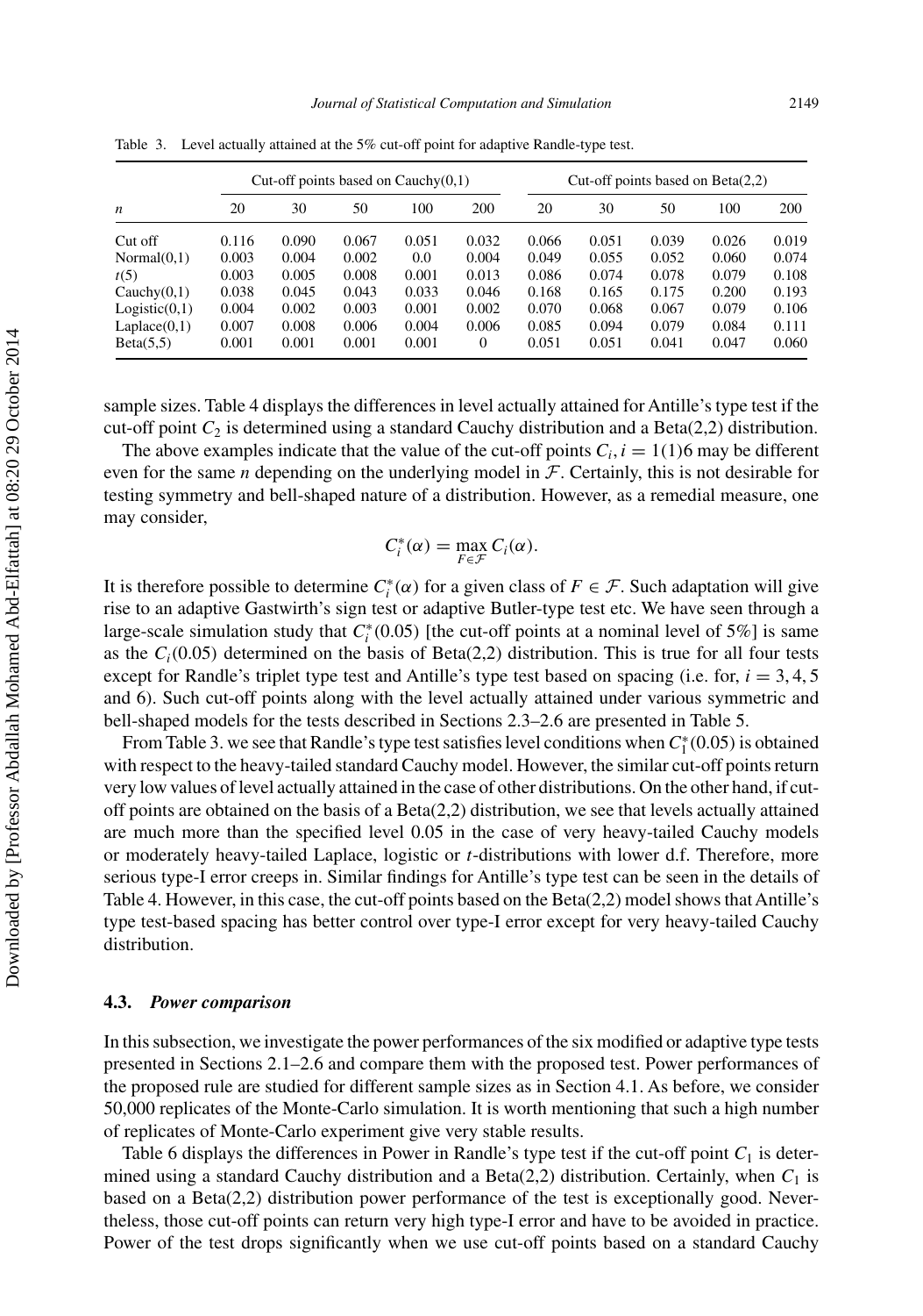Table 3. Level actually attained at the 5% cut-off point for adaptive Randle-type test.

| | Cut-off points based on Cauchy(0,1) | | | | | Cut-off points based on Beta(2,2) | | | | |
|---|---|---|---|---|---|---|---|---|---|---|
| $n$ | 20 | 30 | 50 | 100 | 200 | 20 | 30 | 50 | 100 | 200 |
| Cut off | 0.116 | 0.090 | 0.067 | 0.051 | 0.032 | 0.066 | 0.051 | 0.039 | 0.026 | 0.019 |
| Normal(0,1) | 0.003 | 0.004 | 0.002 | 0.0 | 0.004 | 0.049 | 0.055 | 0.052 | 0.060 | 0.074 |
| $t(5)$ | 0.003 | 0.005 | 0.008 | 0.001 | 0.013 | 0.086 | 0.074 | 0.078 | 0.079 | 0.108 |
| Cauchy(0,1) | 0.038 | 0.045 | 0.043 | 0.033 | 0.046 | 0.168 | 0.165 | 0.175 | 0.200 | 0.193 |
| Logistic(0,1) | 0.004 | 0.002 | 0.003 | 0.001 | 0.002 | 0.070 | 0.068 | 0.067 | 0.079 | 0.106 |
| Laplace(0,1) | 0.007 | 0.008 | 0.006 | 0.004 | 0.006 | 0.085 | 0.094 | 0.079 | 0.084 | 0.111 |
| Beta(5,5) | 0.001 | 0.001 | 0.001 | 0.001 | 0 | 0.051 | 0.051 | 0.041 | 0.047 | 0.060 |

sample sizes. Table 4 displays the differences in level actually attained for Antille's type test if the cut-off point $C_2$ is determined using a standard Cauchy distribution and a Beta(2,2) distribution.

The above examples indicate that the value of the cut-off points $C_i, i = 1(1)6$ may be different even for the same $n$ depending on the underlying model in $\mathcal{F}$. Certainly, this is not desirable for testing symmetry and bell-shaped nature of a distribution. However, as a remedial measure, one may consider,

$$C_i^*(\alpha) = \max_{F \in \mathcal{F}} C_i(\alpha).$$

It is therefore possible to determine $C_i^*(\alpha)$ for a given class of $F \in \mathcal{F}$. Such adaptation will give rise to an adaptive Gastwirth's sign test or adaptive Butler-type test etc. We have seen through a large-scale simulation study that $C_i^*(0.05)$ [the cut-off points at a nominal level of 5%] is same as the $C_i(0.05)$ determined on the basis of Beta(2,2) distribution. This is true for all four tests except for Randle's triplet type test and Antille's type test based on spacing (i.e. for, $i = 3, 4, 5$ and 6). Such cut-off points along with the level actually attained under various symmetric and bell-shaped models for the tests described in Sections 2.3–2.6 are presented in Table 5.

From Table 3. we see that Randle's type test satisfies level conditions when $C_1^*(0.05)$ is obtained with respect to the heavy-tailed standard Cauchy model. However, the similar cut-off points return very low values of level actually attained in the case of other distributions. On the other hand, if cut-off points are obtained on the basis of a Beta(2,2) distribution, we see that levels actually attained are much more than the specified level 0.05 in the case of very heavy-tailed Cauchy models or moderately heavy-tailed Laplace, logistic or $t$-distributions with lower d.f. Therefore, more serious type-I error creeps in. Similar findings for Antille's type test can be seen in the details of Table 4. However, in this case, the cut-off points based on the Beta(2,2) model shows that Antille's type test-based spacing has better control over type-I error except for very heavy-tailed Cauchy distribution.

### 4.3. *Power comparison*

In this subsection, we investigate the power performances of the six modified or adaptive type tests presented in Sections 2.1–2.6 and compare them with the proposed test. Power performances of the proposed rule are studied for different sample sizes as in Section 4.1. As before, we consider 50,000 replicates of the Monte-Carlo simulation. It is worth mentioning that such a high number of replicates of Monte-Carlo experiment give very stable results.

Table 6 displays the differences in Power in Randle's type test if the cut-off point $C_1$ is determined using a standard Cauchy distribution and a Beta(2,2) distribution. Certainly, when $C_1$ is based on a Beta(2,2) distribution power performance of the test is exceptionally good. Nevertheless, those cut-off points can return very high type-I error and have to be avoided in practice. Power of the test drops significantly when we use cut-off points based on a standard Cauchy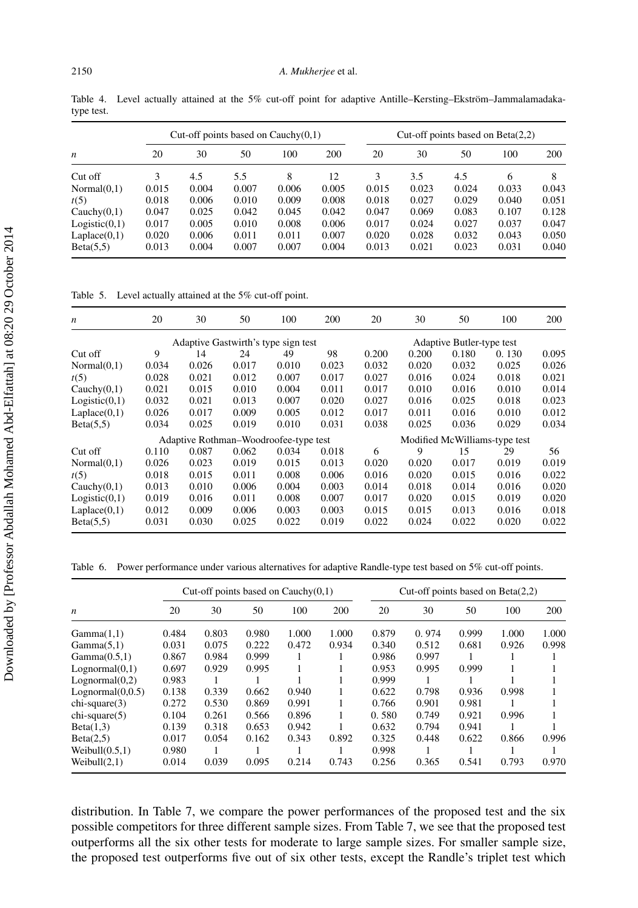Table 4. Level actually attained at the 5% cut-off point for adaptive Antille–Kersting–Ekström–Jammalamadaka-type test.

| | Cut-off points based on Cauchy(0,1) | | | | | Cut-off points based on Beta(2,2) | | | | |
|---|---|---|---|---|---|---|---|---|---|---|
| $n$ | 20 | 30 | 50 | 100 | 200 | 20 | 30 | 50 | 100 | 200 |
| Cut off | 3 | 4.5 | 5.5 | 8 | 12 | 3 | 3.5 | 4.5 | 6 | 8 |
| Normal(0,1) | 0.015 | 0.004 | 0.007 | 0.006 | 0.005 | 0.015 | 0.023 | 0.024 | 0.033 | 0.043 |
| $t(5)$ | 0.018 | 0.006 | 0.010 | 0.009 | 0.008 | 0.018 | 0.027 | 0.029 | 0.040 | 0.051 |
| Cauchy(0,1) | 0.047 | 0.025 | 0.042 | 0.045 | 0.042 | 0.047 | 0.069 | 0.083 | 0.107 | 0.128 |
| Logistic(0,1) | 0.017 | 0.005 | 0.010 | 0.008 | 0.006 | 0.017 | 0.024 | 0.027 | 0.037 | 0.047 |
| Laplace(0,1) | 0.020 | 0.006 | 0.011 | 0.011 | 0.007 | 0.020 | 0.028 | 0.032 | 0.043 | 0.050 |
| Beta(5,5) | 0.013 | 0.004 | 0.007 | 0.007 | 0.004 | 0.013 | 0.021 | 0.023 | 0.031 | 0.040 |

Table 5. Level actually attained at the 5% cut-off point.

| $n$ | 20 | 30 | 50 | 100 | 200 | 20 | 30 | 50 | 100 | 200 |
|---|---|---|---|---|---|---|---|---|---|---|
| | Adaptive Gastwirth's type sign test | | | | | Adaptive Butler-type test | | | | |
| Cut off | 9 | 14 | 24 | 49 | 98 | 0.200 | 0.200 | 0.180 | 0. 130 | 0.095 |
| Normal(0,1) | 0.034 | 0.026 | 0.017 | 0.010 | 0.023 | 0.032 | 0.020 | 0.032 | 0.025 | 0.026 |
| $t(5)$ | 0.028 | 0.021 | 0.012 | 0.007 | 0.017 | 0.027 | 0.016 | 0.024 | 0.018 | 0.021 |
| Cauchy(0,1) | 0.021 | 0.015 | 0.010 | 0.004 | 0.011 | 0.017 | 0.010 | 0.016 | 0.010 | 0.014 |
| Logistic(0,1) | 0.032 | 0.021 | 0.013 | 0.007 | 0.020 | 0.027 | 0.016 | 0.025 | 0.018 | 0.023 |
| Laplace(0,1) | 0.026 | 0.017 | 0.009 | 0.005 | 0.012 | 0.017 | 0.011 | 0.016 | 0.010 | 0.012 |
| Beta(5,5) | 0.034 | 0.025 | 0.019 | 0.010 | 0.031 | 0.038 | 0.025 | 0.036 | 0.029 | 0.034 |
| | Adaptive Rothman–Woodroofee-type test | | | | | Modified McWilliams-type test | | | | |
| Cut off | 0.110 | 0.087 | 0.062 | 0.034 | 0.018 | 6 | 9 | 15 | 29 | 56 |
| Normal(0,1) | 0.026 | 0.023 | 0.019 | 0.015 | 0.013 | 0.020 | 0.020 | 0.017 | 0.019 | 0.019 |
| $t(5)$ | 0.018 | 0.015 | 0.011 | 0.008 | 0.006 | 0.016 | 0.020 | 0.015 | 0.016 | 0.022 |
| Cauchy(0,1) | 0.013 | 0.010 | 0.006 | 0.004 | 0.003 | 0.014 | 0.018 | 0.014 | 0.016 | 0.020 |
| Logistic(0,1) | 0.019 | 0.016 | 0.011 | 0.008 | 0.007 | 0.017 | 0.020 | 0.015 | 0.019 | 0.020 |
| Laplace(0,1) | 0.012 | 0.009 | 0.006 | 0.003 | 0.003 | 0.015 | 0.015 | 0.013 | 0.016 | 0.018 |
| Beta(5,5) | 0.031 | 0.030 | 0.025 | 0.022 | 0.019 | 0.022 | 0.024 | 0.022 | 0.020 | 0.022 |

Table 6. Power performance under various alternatives for adaptive Randle-type test based on 5% cut-off points.

| | Cut-off points based on Cauchy(0,1) | | | | | Cut-off points based on Beta(2,2) | | | | |
|---|---|---|---|---|---|---|---|---|---|---|
| $n$ | 20 | 30 | 50 | 100 | 200 | 20 | 30 | 50 | 100 | 200 |
| Gamma(1,1) | 0.484 | 0.803 | 0.980 | 1.000 | 1.000 | 0.879 | 0. 974 | 0.999 | 1.000 | 1.000 |
| Gamma(5,1) | 0.031 | 0.075 | 0.222 | 0.472 | 0.934 | 0.340 | 0.512 | 0.681 | 0.926 | 0.998 |
| Gamma(0.5,1) | 0.867 | 0.984 | 0.999 | 1 | 1 | 0.986 | 0.997 | 1 | 1 | 1 |
| Lognormal(0,1) | 0.697 | 0.929 | 0.995 | 1 | 1 | 0.953 | 0.995 | 0.999 | 1 | 1 |
| Lognormal(0,2) | 0.983 | 1 | 1 | 1 | 1 | 0.999 | 1 | 1 | 1 | 1 |
| Lognormal(0,0.5) | 0.138 | 0.339 | 0.662 | 0.940 | 1 | 0.622 | 0.798 | 0.936 | 0.998 | 1 |
| chi-square(3) | 0.272 | 0.530 | 0.869 | 0.991 | 1 | 0.766 | 0.901 | 0.981 | 1 | 1 |
| chi-square(5) | 0.104 | 0.261 | 0.566 | 0.896 | 1 | 0. 580 | 0.749 | 0.921 | 0.996 | 1 |
| Beta(1,3) | 0.139 | 0.318 | 0.653 | 0.942 | 1 | 0.632 | 0.794 | 0.941 | 1 | 1 |
| Beta(2,5) | 0.017 | 0.054 | 0.162 | 0.343 | 0.892 | 0.325 | 0.448 | 0.622 | 0.866 | 0.996 |
| Weibull(0.5,1) | 0.980 | 1 | 1 | 1 | 1 | 0.998 | 1 | 1 | 1 | 1 |
| Weibull(2,1) | 0.014 | 0.039 | 0.095 | 0.214 | 0.743 | 0.256 | 0.365 | 0.541 | 0.793 | 0.970 |

distribution. In Table 7, we compare the power performances of the proposed test and the six possible competitors for three different sample sizes. From Table 7, we see that the proposed test outperforms all the six other tests for moderate to large sample sizes. For smaller sample size, the proposed test outperforms five out of six other tests, except the Randle's triplet test which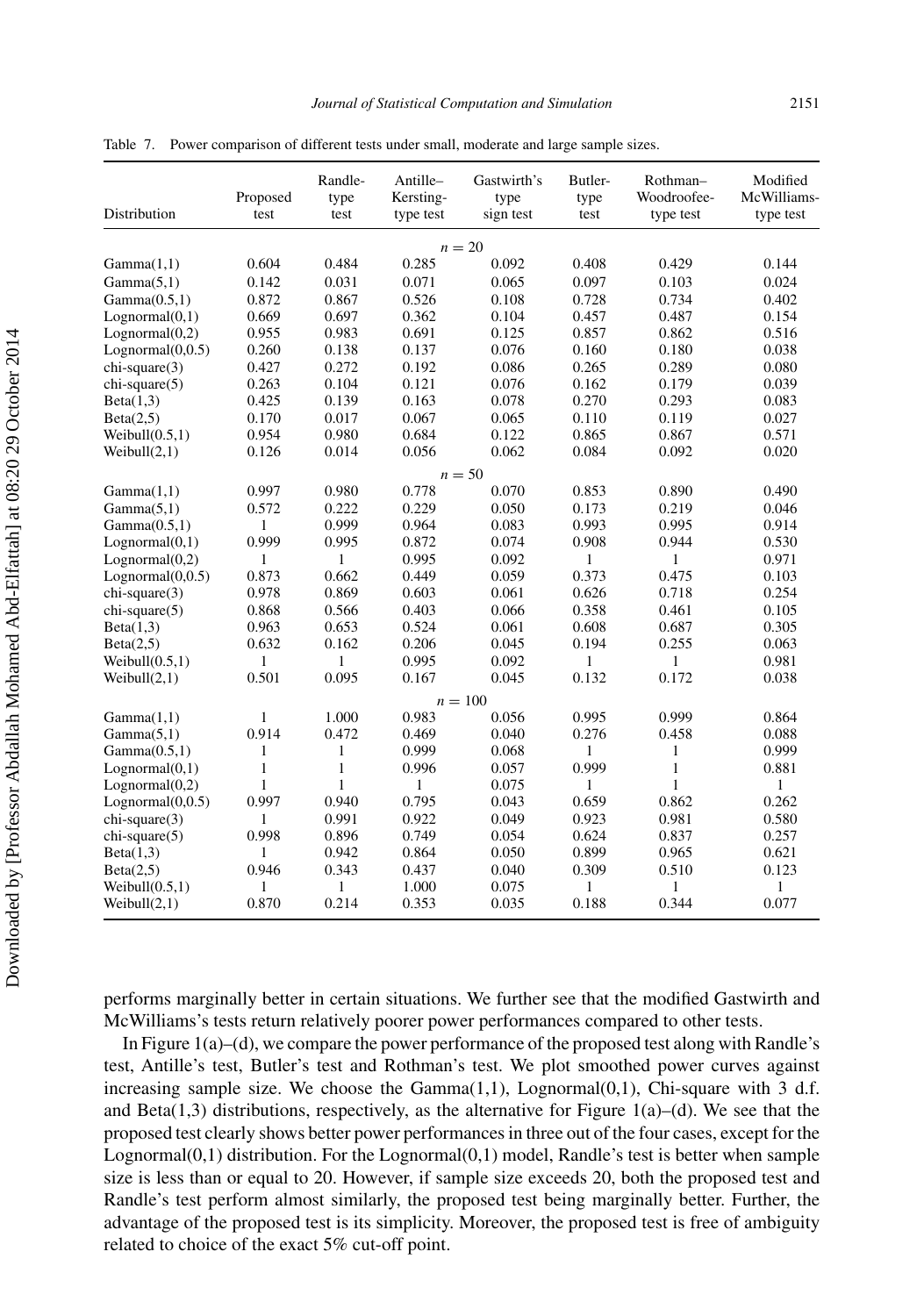Table 7. Power comparison of different tests under small, moderate and large sample sizes.

| Distribution | Proposed test | Randle-type test | Antille–Kersting-type test | Gastwirth's type sign test | Butler-type test | Rothman–Woodroofee-type test | Modified McWilliams-type test |
|---|---|---|---|---|---|---|---|
| | | | | $n = 20$ | | | |
| Gamma(1,1) | 0.604 | 0.484 | 0.285 | 0.092 | 0.408 | 0.429 | 0.144 |
| Gamma(5,1) | 0.142 | 0.031 | 0.071 | 0.065 | 0.097 | 0.103 | 0.024 |
| Gamma(0.5,1) | 0.872 | 0.867 | 0.526 | 0.108 | 0.728 | 0.734 | 0.402 |
| Lognormal(0,1) | 0.669 | 0.697 | 0.362 | 0.104 | 0.457 | 0.487 | 0.154 |
| Lognormal(0,2) | 0.955 | 0.983 | 0.691 | 0.125 | 0.857 | 0.862 | 0.516 |
| Lognormal(0,0.5) | 0.260 | 0.138 | 0.137 | 0.076 | 0.160 | 0.180 | 0.038 |
| chi-square(3) | 0.427 | 0.272 | 0.192 | 0.086 | 0.265 | 0.289 | 0.080 |
| chi-square(5) | 0.263 | 0.104 | 0.121 | 0.076 | 0.162 | 0.179 | 0.039 |
| Beta(1,3) | 0.425 | 0.139 | 0.163 | 0.078 | 0.270 | 0.293 | 0.083 |
| Beta(2,5) | 0.170 | 0.017 | 0.067 | 0.065 | 0.110 | 0.119 | 0.027 |
| Weibull(0.5,1) | 0.954 | 0.980 | 0.684 | 0.122 | 0.865 | 0.867 | 0.571 |
| Weibull(2,1) | 0.126 | 0.014 | 0.056 | 0.062 | 0.084 | 0.092 | 0.020 |
| | | | | $n = 50$ | | | |
| Gamma(1,1) | 0.997 | 0.980 | 0.778 | 0.070 | 0.853 | 0.890 | 0.490 |
| Gamma(5,1) | 0.572 | 0.222 | 0.229 | 0.050 | 0.173 | 0.219 | 0.046 |
| Gamma(0.5,1) | 1 | 0.999 | 0.964 | 0.083 | 0.993 | 0.995 | 0.914 |
| Lognormal(0,1) | 0.999 | 0.995 | 0.872 | 0.074 | 0.908 | 0.944 | 0.530 |
| Lognormal(0,2) | 1 | 1 | 0.995 | 0.092 | 1 | 1 | 0.971 |
| Lognormal(0,0.5) | 0.873 | 0.662 | 0.449 | 0.059 | 0.373 | 0.475 | 0.103 |
| chi-square(3) | 0.978 | 0.869 | 0.603 | 0.061 | 0.626 | 0.718 | 0.254 |
| chi-square(5) | 0.868 | 0.566 | 0.403 | 0.066 | 0.358 | 0.461 | 0.105 |
| Beta(1,3) | 0.963 | 0.653 | 0.524 | 0.061 | 0.608 | 0.687 | 0.305 |
| Beta(2,5) | 0.632 | 0.162 | 0.206 | 0.045 | 0.194 | 0.255 | 0.063 |
| Weibull(0.5,1) | 1 | 1 | 0.995 | 0.092 | 1 | 1 | 0.981 |
| Weibull(2,1) | 0.501 | 0.095 | 0.167 | 0.045 | 0.132 | 0.172 | 0.038 |
| | | | | $n = 100$ | | | |
| Gamma(1,1) | 1 | 1.000 | 0.983 | 0.056 | 0.995 | 0.999 | 0.864 |
| Gamma(5,1) | 0.914 | 0.472 | 0.469 | 0.040 | 0.276 | 0.458 | 0.088 |
| Gamma(0.5,1) | 1 | 1 | 0.999 | 0.068 | 1 | 1 | 0.999 |
| Lognormal(0,1) | 1 | 1 | 0.996 | 0.057 | 0.999 | 1 | 0.881 |
| Lognormal(0,2) | 1 | 1 | 1 | 0.075 | 1 | 1 | 1 |
| Lognormal(0,0.5) | 0.997 | 0.940 | 0.795 | 0.043 | 0.659 | 0.862 | 0.262 |
| chi-square(3) | 1 | 0.991 | 0.922 | 0.049 | 0.923 | 0.981 | 0.580 |
| chi-square(5) | 0.998 | 0.896 | 0.749 | 0.054 | 0.624 | 0.837 | 0.257 |
| Beta(1,3) | 1 | 0.942 | 0.864 | 0.050 | 0.899 | 0.965 | 0.621 |
| Beta(2,5) | 0.946 | 0.343 | 0.437 | 0.040 | 0.309 | 0.510 | 0.123 |
| Weibull(0.5,1) | 1 | 1 | 1.000 | 0.075 | 1 | 1 | 1 |
| Weibull(2,1) | 0.870 | 0.214 | 0.353 | 0.035 | 0.188 | 0.344 | 0.077 |

performs marginally better in certain situations. We further see that the modified Gastwirth and McWilliams's tests return relatively poorer power performances compared to other tests.

In Figure 1(a)–(d), we compare the power performance of the proposed test along with Randle's test, Antille's test, Butler's test and Rothman's test. We plot smoothed power curves against increasing sample size. We choose the Gamma(1,1), Lognormal(0,1), Chi-square with 3 d.f. and Beta(1,3) distributions, respectively, as the alternative for Figure 1(a)–(d). We see that the proposed test clearly shows better power performances in three out of the four cases, except for the Lognormal(0,1) distribution. For the Lognormal(0,1) model, Randle's test is better when sample size is less than or equal to 20. However, if sample size exceeds 20, both the proposed test and Randle's test perform almost similarly, the proposed test being marginally better. Further, the advantage of the proposed test is its simplicity. Moreover, the proposed test is free of ambiguity related to choice of the exact 5% cut-off point.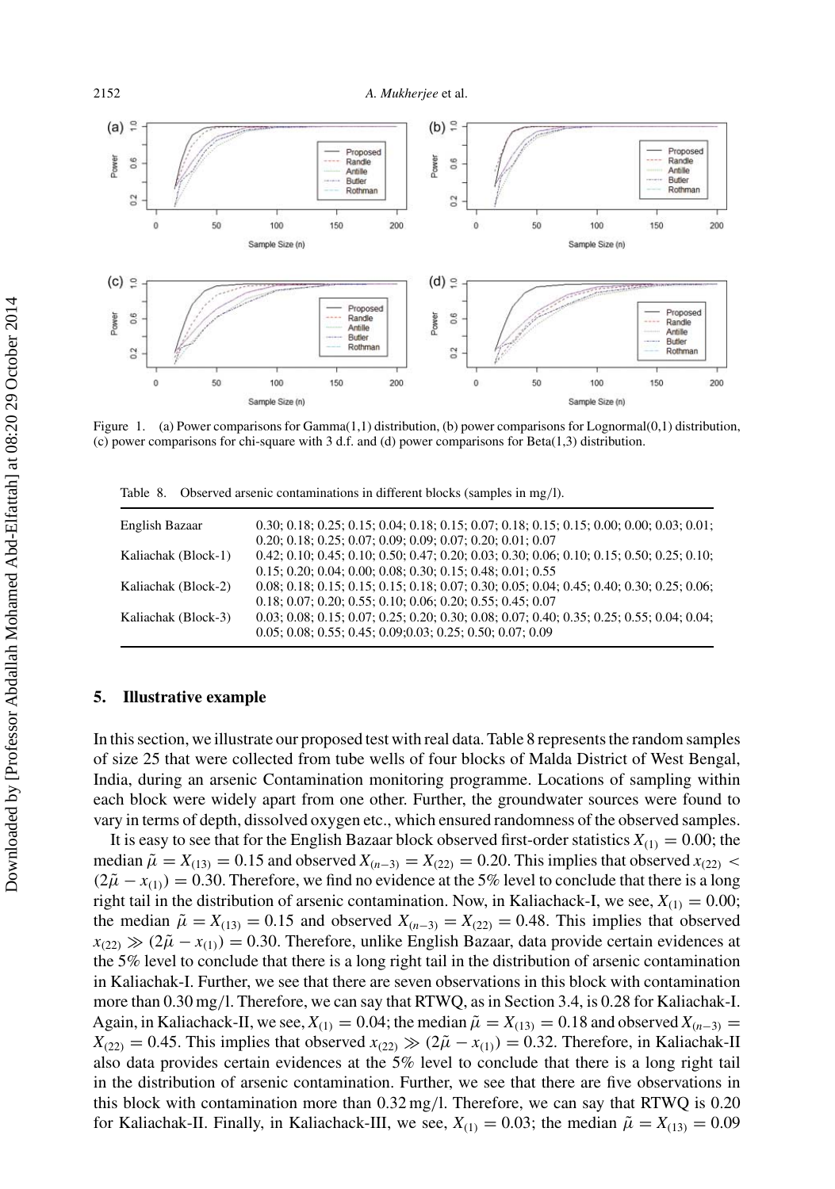Figure 1. (a) Power comparisons for Gamma(1,1) distribution, (b) power comparisons for Lognormal(0,1) distribution, (c) power comparisons for chi-square with 3 d.f. and (d) power comparisons for Beta(1,3) distribution.

Table 8. Observed arsenic contaminations in different blocks (samples in mg/l).

| | |
|---|---|
| English Bazaar | 0.30; 0.18; 0.25; 0.15; 0.04; 0.18; 0.15; 0.07; 0.18; 0.15; 0.15; 0.00; 0.00; 0.03; 0.01; 0.20; 0.18; 0.25; 0.07; 0.09; 0.09; 0.07; 0.20; 0.01; 0.07 |
| Kaliachak (Block-1) | 0.42; 0.10; 0.45; 0.10; 0.50; 0.47; 0.20; 0.03; 0.30; 0.06; 0.10; 0.15; 0.50; 0.25; 0.10; 0.15; 0.20; 0.04; 0.00; 0.08; 0.30; 0.15; 0.48; 0.01; 0.55 |
| Kaliachak (Block-2) | 0.08; 0.18; 0.15; 0.15; 0.15; 0.18; 0.07; 0.30; 0.05; 0.04; 0.45; 0.40; 0.30; 0.25; 0.06; 0.18; 0.07; 0.20; 0.55; 0.10; 0.06; 0.20; 0.55; 0.45; 0.07 |
| Kaliachak (Block-3) | 0.03; 0.08; 0.15; 0.07; 0.25; 0.20; 0.30; 0.08; 0.07; 0.40; 0.35; 0.25; 0.55; 0.04; 0.04; 0.05; 0.08; 0.55; 0.45; 0.09;0.03; 0.25; 0.50; 0.07; 0.09 |

## 5. Illustrative example

In this section, we illustrate our proposed test with real data. Table 8 represents the random samples of size 25 that were collected from tube wells of four blocks of Malda District of West Bengal, India, during an arsenic Contamination monitoring programme. Locations of sampling within each block were widely apart from one other. Further, the groundwater sources were found to vary in terms of depth, dissolved oxygen etc., which ensured randomness of the observed samples.

It is easy to see that for the English Bazaar block observed first-order statistics $X_{(1)} = 0.00$; the median $\tilde{\mu} = X_{(13)} = 0.15$ and observed $X_{(n-3)} = X_{(22)} = 0.20$. This implies that observed $x_{(22)} < (2\tilde{\mu} - x_{(1)}) = 0.30$. Therefore, we find no evidence at the 5% level to conclude that there is a long right tail in the distribution of arsenic contamination. Now, in Kaliachack-I, we see, $X_{(1)} = 0.00$; the median $\tilde{\mu} = X_{(13)} = 0.15$ and observed $X_{(n-3)} = X_{(22)} = 0.48$. This implies that observed $x_{(22)} \gg (2\tilde{\mu} - x_{(1)}) = 0.30$. Therefore, unlike English Bazaar, data provide certain evidences at the 5% level to conclude that there is a long right tail in the distribution of arsenic contamination in Kaliachak-I. Further, we see that there are seven observations in this block with contamination more than 0.30 mg/l. Therefore, we can say that RTWQ, as in Section 3.4, is 0.28 for Kaliachak-I. Again, in Kaliachack-II, we see, $X_{(1)} = 0.04$; the median $\tilde{\mu} = X_{(13)} = 0.18$ and observed $X_{(n-3)} = X_{(22)} = 0.45$. This implies that observed $x_{(22)} \gg (2\tilde{\mu} - x_{(1)}) = 0.32$. Therefore, in Kaliachak-II also data provides certain evidences at the 5% level to conclude that there is a long right tail in the distribution of arsenic contamination. Further, we see that there are five observations in this block with contamination more than 0.32 mg/l. Therefore, we can say that RTWQ is 0.20 for Kaliachak-II. Finally, in Kaliachack-III, we see, $X_{(1)} = 0.03$; the median $\tilde{\mu} = X_{(13)} = 0.09$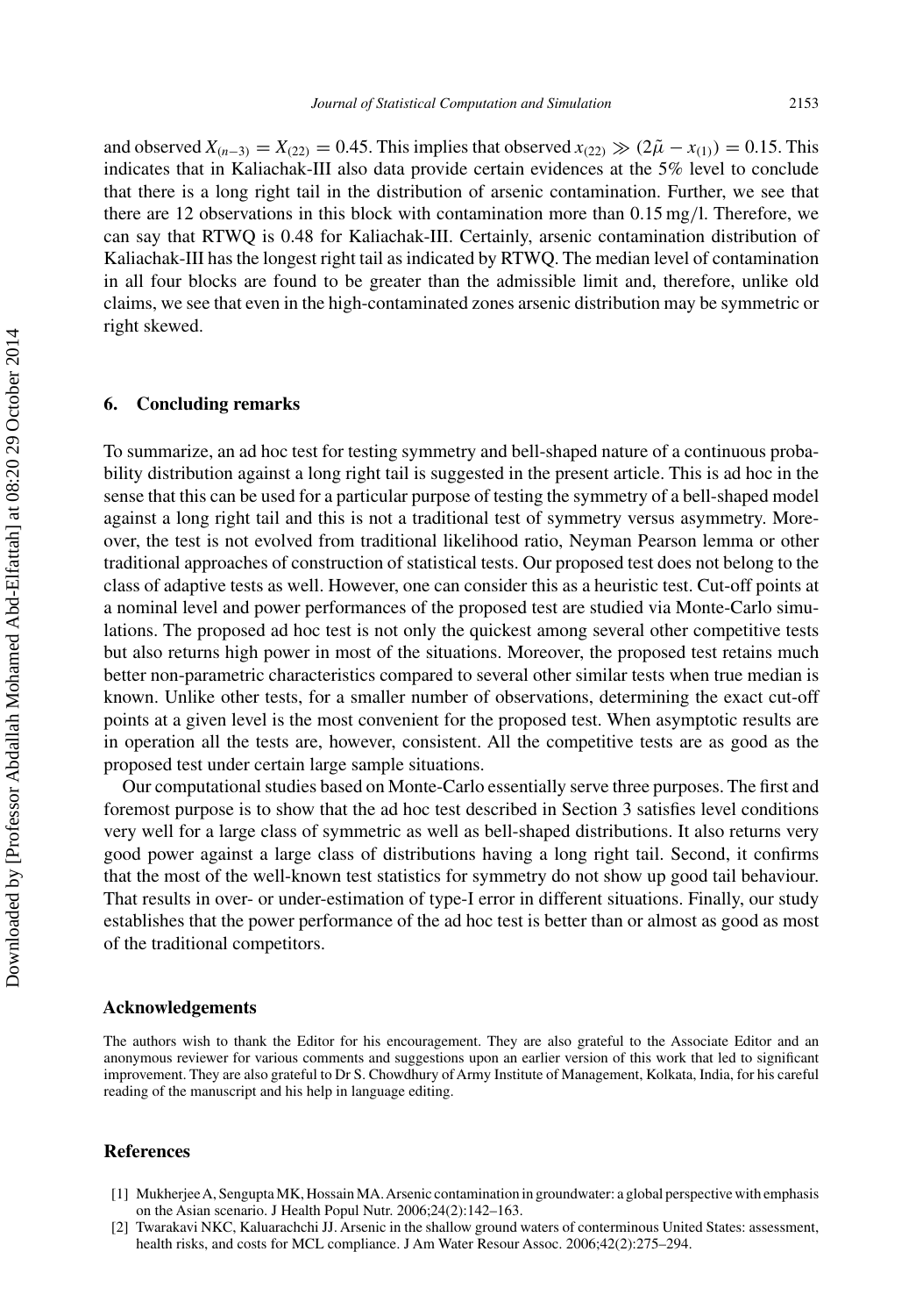and observed $X_{(n-3)} = X_{(22)} = 0.45$. This implies that observed $x_{(22)} \gg (2\tilde{\mu} - x_{(1)}) = 0.15$. This indicates that in Kaliachak-III also data provide certain evidences at the 5% level to conclude that there is a long right tail in the distribution of arsenic contamination. Further, we see that there are 12 observations in this block with contamination more than 0.15 mg/l. Therefore, we can say that RTWQ is 0.48 for Kaliachak-III. Certainly, arsenic contamination distribution of Kaliachak-III has the longest right tail as indicated by RTWQ. The median level of contamination in all four blocks are found to be greater than the admissible limit and, therefore, unlike old claims, we see that even in the high-contaminated zones arsenic distribution may be symmetric or right skewed.

## 6. Concluding remarks

To summarize, an ad hoc test for testing symmetry and bell-shaped nature of a continuous probability distribution against a long right tail is suggested in the present article. This is ad hoc in the sense that this can be used for a particular purpose of testing the symmetry of a bell-shaped model against a long right tail and this is not a traditional test of symmetry versus asymmetry. Moreover, the test is not evolved from traditional likelihood ratio, Neyman Pearson lemma or other traditional approaches of construction of statistical tests. Our proposed test does not belong to the class of adaptive tests as well. However, one can consider this as a heuristic test. Cut-off points at a nominal level and power performances of the proposed test are studied via Monte-Carlo simulations. The proposed ad hoc test is not only the quickest among several other competitive tests but also returns high power in most of the situations. Moreover, the proposed test retains much better non-parametric characteristics compared to several other similar tests when true median is known. Unlike other tests, for a smaller number of observations, determining the exact cut-off points at a given level is the most convenient for the proposed test. When asymptotic results are in operation all the tests are, however, consistent. All the competitive tests are as good as the proposed test under certain large sample situations.

Our computational studies based on Monte-Carlo essentially serve three purposes. The first and foremost purpose is to show that the ad hoc test described in Section 3 satisfies level conditions very well for a large class of symmetric as well as bell-shaped distributions. It also returns very good power against a large class of distributions having a long right tail. Second, it confirms that the most of the well-known test statistics for symmetry do not show up good tail behaviour. That results in over- or under-estimation of type-I error in different situations. Finally, our study establishes that the power performance of the ad hoc test is better than or almost as good as most of the traditional competitors.

## Acknowledgements

The authors wish to thank the Editor for his encouragement. They are also grateful to the Associate Editor and an anonymous reviewer for various comments and suggestions upon an earlier version of this work that led to significant improvement. They are also grateful to Dr S. Chowdhury of Army Institute of Management, Kolkata, India, for his careful reading of the manuscript and his help in language editing.

## References

[1] Mukherjee A, Sengupta MK, Hossain MA. Arsenic contamination in groundwater: a global perspective with emphasis on the Asian scenario. J Health Popul Nutr. 2006;24(2):142–163.

[2] Twarakavi NKC, Kaluarachchi JJ. Arsenic in the shallow ground waters of conterminous United States: assessment, health risks, and costs for MCL compliance. J Am Water Resour Assoc. 2006;42(2):275–294.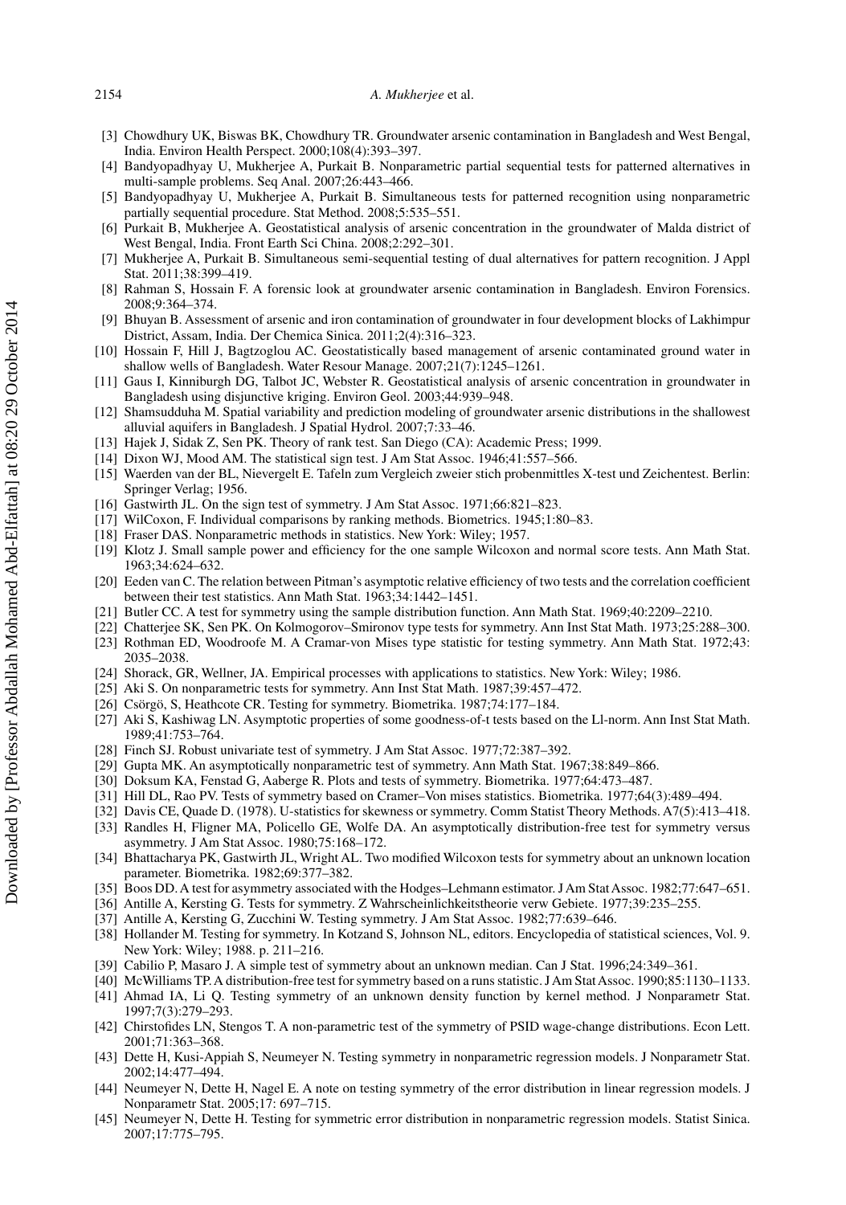[3] Chowdhury UK, Biswas BK, Chowdhury TR. Groundwater arsenic contamination in Bangladesh and West Bengal, India. Environ Health Perspect. 2000;108(4):393–397.

[4] Bandyopadhyay U, Mukherjee A, Purkait B. Nonparametric partial sequential tests for patterned alternatives in multi-sample problems. Seq Anal. 2007;26:443–466.

[5] Bandyopadhyay U, Mukherjee A, Purkait B. Simultaneous tests for patterned recognition using nonparametric partially sequential procedure. Stat Method. 2008;5:535–551.

[6] Purkait B, Mukherjee A. Geostatistical analysis of arsenic concentration in the groundwater of Malda district of West Bengal, India. Front Earth Sci China. 2008;2:292–301.

[7] Mukherjee A, Purkait B. Simultaneous semi-sequential testing of dual alternatives for pattern recognition. J Appl Stat. 2011;38:399–419.

[8] Rahman S, Hossain F. A forensic look at groundwater arsenic contamination in Bangladesh. Environ Forensics. 2008;9:364–374.

[9] Bhuyan B. Assessment of arsenic and iron contamination of groundwater in four development blocks of Lakhimpur District, Assam, India. Der Chemica Sinica. 2011;2(4):316–323.

[10] Hossain F, Hill J, Bagtzoglou AC. Geostatistically based management of arsenic contaminated ground water in shallow wells of Bangladesh. Water Resour Manage. 2007;21(7):1245–1261.

[11] Gaus I, Kinniburgh DG, Talbot JC, Webster R. Geostatistical analysis of arsenic concentration in groundwater in Bangladesh using disjunctive kriging. Environ Geol. 2003;44:939–948.

[12] Shamsudduha M. Spatial variability and prediction modeling of groundwater arsenic distributions in the shallowest alluvial aquifers in Bangladesh. J Spatial Hydrol. 2007;7:33–46.

[13] Hajek J, Sidak Z, Sen PK. Theory of rank test. San Diego (CA): Academic Press; 1999.

[14] Dixon WJ, Mood AM. The statistical sign test. J Am Stat Assoc. 1946;41:557–566.

[15] Waerden van der BL, Nievergelt E. Tafeln zum Vergleich zweier stich probenmittles X-test und Zeichentest. Berlin: Springer Verlag; 1956.

[16] Gastwirth JL. On the sign test of symmetry. J Am Stat Assoc. 1971;66:821–823.

[17] WilCoxon, F. Individual comparisons by ranking methods. Biometrics. 1945;1:80–83.

[18] Fraser DAS. Nonparametric methods in statistics. New York: Wiley; 1957.

[19] Klotz J. Small sample power and efficiency for the one sample Wilcoxon and normal score tests. Ann Math Stat. 1963;34:624–632.

[20] Eeden van C. The relation between Pitman's asymptotic relative efficiency of two tests and the correlation coefficient between their test statistics. Ann Math Stat. 1963;34:1442–1451.

[21] Butler CC. A test for symmetry using the sample distribution function. Ann Math Stat. 1969;40:2209–2210.

[22] Chatterjee SK, Sen PK. On Kolmogorov–Smironov type tests for symmetry. Ann Inst Stat Math. 1973;25:288–300.

[23] Rothman ED, Woodroofe M. A Cramar-von Mises type statistic for testing symmetry. Ann Math Stat. 1972;43: 2035–2038.

[24] Shorack, GR, Wellner, JA. Empirical processes with applications to statistics. New York: Wiley; 1986.

[25] Aki S. On nonparametric tests for symmetry. Ann Inst Stat Math. 1987;39:457–472.

[26] Csörgö, S, Heathcote CR. Testing for symmetry. Biometrika. 1987;74:177–184.

[27] Aki S, Kashiwag LN. Asymptotic properties of some goodness-of-t tests based on the Ll-norm. Ann Inst Stat Math. 1989;41:753–764.

[28] Finch SJ. Robust univariate test of symmetry. J Am Stat Assoc. 1977;72:387–392.

[29] Gupta MK. An asymptotically nonparametric test of symmetry. Ann Math Stat. 1967;38:849–866.

[30] Doksum KA, Fenstad G, Aaberge R. Plots and tests of symmetry. Biometrika. 1977;64:473–487.

[31] Hill DL, Rao PV. Tests of symmetry based on Cramer–Von mises statistics. Biometrika. 1977;64(3):489–494.

[32] Davis CE, Quade D. (1978). U-statistics for skewness or symmetry. Comm Statist Theory Methods. A7(5):413–418.

[33] Randles H, Fligner MA, Policello GE, Wolfe DA. An asymptotically distribution-free test for symmetry versus asymmetry. J Am Stat Assoc. 1980;75:168–172.

[34] Bhattacharya PK, Gastwirth JL, Wright AL. Two modified Wilcoxon tests for symmetry about an unknown location parameter. Biometrika. 1982;69:377–382.

[35] Boos DD. A test for asymmetry associated with the Hodges–Lehmann estimator. J Am Stat Assoc. 1982;77:647–651.

[36] Antille A, Kersting G. Tests for symmetry. Z Wahrscheinlichkeitstheorie verw Gebiete. 1977;39:235–255.

[37] Antille A, Kersting G, Zucchini W. Testing symmetry. J Am Stat Assoc. 1982;77:639–646.

[38] Hollander M. Testing for symmetry. In Kotzand S, Johnson NL, editors. Encyclopedia of statistical sciences, Vol. 9. New York: Wiley; 1988. p. 211–216.

[39] Cabilio P, Masaro J. A simple test of symmetry about an unknown median. Can J Stat. 1996;24:349–361.

[40] McWilliams TP. A distribution-free test for symmetry based on a runs statistic. J Am Stat Assoc. 1990;85:1130–1133.

[41] Ahmad IA, Li Q. Testing symmetry of an unknown density function by kernel method. J Nonparametr Stat. 1997;7(3):279–293.

[42] Chirstofides LN, Stengos T. A non-parametric test of the symmetry of PSID wage-change distributions. Econ Lett. 2001;71:363–368.

[43] Dette H, Kusi-Appiah S, Neumeyer N. Testing symmetry in nonparametric regression models. J Nonparametr Stat. 2002;14:477–494.

[44] Neumeyer N, Dette H, Nagel E. A note on testing symmetry of the error distribution in linear regression models. J Nonparametr Stat. 2005;17: 697–715.

[45] Neumeyer N, Dette H. Testing for symmetric error distribution in nonparametric regression models. Statist Sinica. 2007;17:775–795.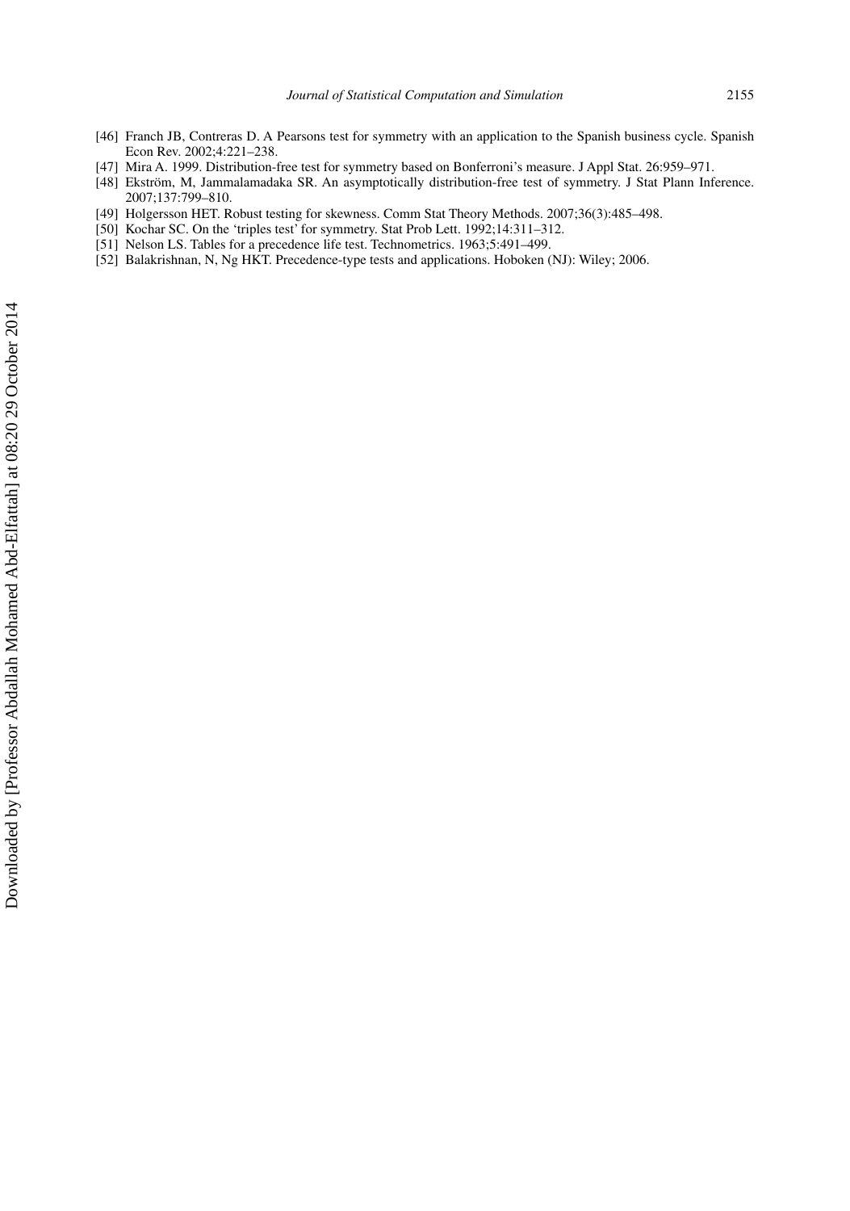[46] Franch JB, Contreras D. A Pearsons test for symmetry with an application to the Spanish business cycle. Spanish Econ Rev. 2002;4:221–238.

[47] Mira A. 1999. Distribution-free test for symmetry based on Bonferroni's measure. J Appl Stat. 26:959–971.

[48] Ekström, M, Jammalamadaka SR. An asymptotically distribution-free test of symmetry. J Stat Plann Inference. 2007;137:799–810.

[49] Holgersson HET. Robust testing for skewness. Comm Stat Theory Methods. 2007;36(3):485–498.

[50] Kochar SC. On the 'triples test' for symmetry. Stat Prob Lett. 1992;14:311–312.

[51] Nelson LS. Tables for a precedence life test. Technometrics. 1963;5:491–499.

[52] Balakrishnan, N, Ng HKT. Precedence-type tests and applications. Hoboken (NJ): Wiley; 2006.